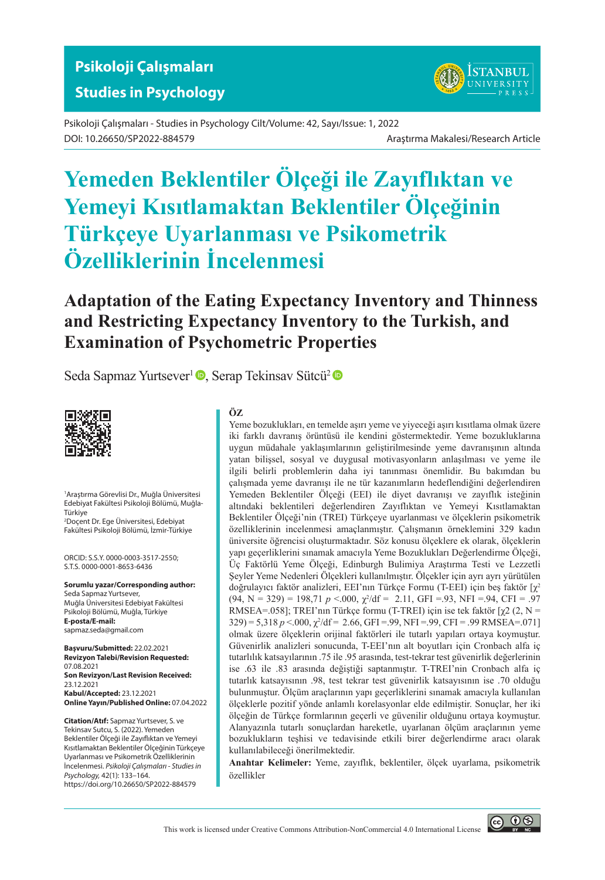Psikoloji Çalışmaları - Studies in Psychology Cilt/Volume: 42, Sayı/Issue: 1, 2022
DOI: 10.26650/SP2022-884579

Araştırma Makalesi/Research Article

# Yemeden Beklentiler Ölçeği ile Zayıflıktan ve Yemeyi Kısıtlamaktan Beklentiler Ölçeğinin Türkçeye Uyarlanması ve Psikometrik Özelliklerinin İncelenmesi

# Adaptation of the Eating Expectancy Inventory and Thinness and Restricting Expectancy Inventory to the Turkish, and Examination of Psychometric Properties

Seda Sapmaz Yurtsever[1], Serap Tekinsav Sütcü[2]

[1]Araştırma Görevlisi Dr., Muğla Üniversitesi Edebiyat Fakültesi Psikoloji Bölümü, Muğla-Türkiye
[2]Doçent Dr. Ege Üniversitesi, Edebiyat Fakültesi Psikoloji Bölümü, İzmir-Türkiye

ORCID: S.S.Y. 0000-0003-3517-2550; S.T.S. 0000-0001-8653-6436

**Sorumlu yazar/Corresponding author:** Seda Sapmaz Yurtsever, Muğla Üniversitesi Edebiyat Fakültesi Psikoloji Bölümü, Muğla, Türkiye
**E-posta/E-mail:** sapmaz.seda@gmail.com

**Başvuru/Submitted:** 22.02.2021
**Revizyon Talebi/Revision Requested:** 07.08.2021
**Son Revizyon/Last Revision Received:** 23.12.2021
**Kabul/Accepted:** 23.12.2021
**Online Yayın/Published Online:** 07.04.2022

**Citation/Atıf:** Sapmaz Yurtsever, S. ve Tekinsav Sutcu, S. (2022). Yemeden Beklentiler Ölçeği ile Zayıflıktan ve Yemeyi Kısıtlamaktan Beklentiler Ölçeğinin Türkçeye Uyarlanması ve Psikometrik Özelliklerinin İncelenmesi. *Psikoloji Çalışmaları - Studies in Psychology,* 42(1): 133–164. https://doi.org/10.26650/SP2022-884579

## ÖZ

Yeme bozuklukları, en temelde aşırı yeme ve yiyeceği aşırı kısıtlama olmak üzere iki farklı davranış örüntüsü ile kendini göstermektedir. Yeme bozukluklarına uygun müdahale yaklaşımlarının geliştirilmesinde yeme davranışının altında yatan bilişsel, sosyal ve duygusal motivasyonların anlaşılması ve yeme ile ilgili belirli problemlerin daha iyi tanınması önemlidir. Bu bakımdan bu çalışmada yeme davranışı ile ne tür kazanımların hedeflendiğini değerlendiren Yemeden Beklentiler Ölçeği (EEI) ile diyet davranışı ve zayıflık isteğinin altındaki beklentileri değerlendiren Zayıflıktan ve Yemeyi Kısıtlamaktan Beklentiler Ölçeği'nin (TREI) Türkçeye uyarlanması ve ölçeklerin psikometrik özelliklerinin incelenmesi amaçlanmıştır. Çalışmanın örneklemini 329 kadın üniversite öğrencisi oluşturmaktadır. Söz konusu ölçeklere ek olarak, ölçeklerin yapı geçerliklerini sınamak amacıyla Yeme Bozuklukları Değerlendirme Ölçeği, Üç Faktörlü Yeme Ölçeği, Edinburgh Bulimiya Araştırma Testi ve Lezzetli Şeyler Yeme Nedenleri Ölçekleri kullanılmıştır. Ölçekler için ayrı ayrı yürütülen doğrulayıcı faktör analizleri, EEI'nın Türkçe Formu (T-EEI) için beş faktör [$\chi^2$ (94, N = 329) = 198,71 $p$ <.000, $\chi^2$/df = 2.11, GFI =.93, NFI =.94, CFI = .97 RMSEA=.058]; TREI'nın Türkçe formu (T-TREI) için ise tek faktör [$\chi$2 (2, N = 329) = 5,318 $p$ <.000, $\chi^2$/df = 2.66, GFI =.99, NFI =.99, CFI = .99 RMSEA=.071] olmak üzere ölçeklerin orijinal faktörleri ile tutarlı yapıları ortaya koymuştur. Güvenirlik analizleri sonucunda, T-EEI'nın alt boyutları için Cronbach alfa iç tutarlılık katsayılarının .75 ile .95 arasında, test-tekrar test güvenirlik değerlerinin ise .63 ile .83 arasında değiştiği saptanmıştır. T-TREI'nin Cronbach alfa iç tutarlık katsayısının .98, test tekrar test güvenirlik katsayısının ise .70 olduğu bulunmuştur. Ölçüm araçlarının yapı geçerliklerini sınamak amacıyla kullanılan ölçeklerle pozitif yönde anlamlı korelasyonlar elde edilmiştir. Sonuçlar, her iki ölçeğin de Türkçe formlarının geçerli ve güvenilir olduğunu ortaya koymuştur. Alanyazınla tutarlı sonuçlardan hareketle, uyarlanan ölçüm araçlarının yeme bozukluklarının teşhisi ve tedavisinde etkili birer değerlendirme aracı olarak kullanılabileceği önerilmektedir.

**Anahtar Kelimeler:** Yeme, zayıflık, beklentiler, ölçek uyarlama, psikometrik özellikler

This work is licensed under Creative Commons Attribution-NonCommercial 4.0 International License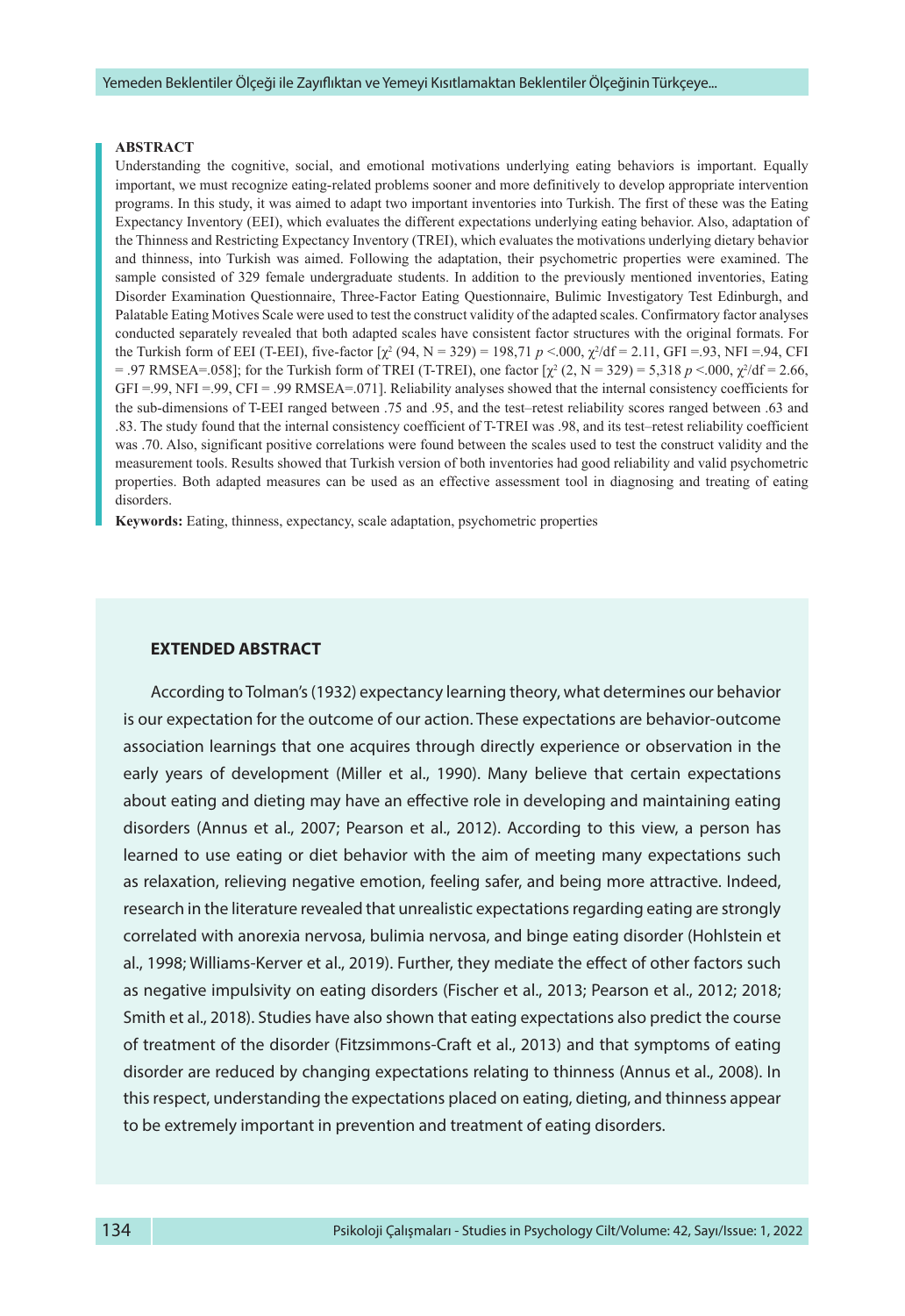## ABSTRACT

Understanding the cognitive, social, and emotional motivations underlying eating behaviors is important. Equally important, we must recognize eating-related problems sooner and more definitively to develop appropriate intervention programs. In this study, it was aimed to adapt two important inventories into Turkish. The first of these was the Eating Expectancy Inventory (EEI), which evaluates the different expectations underlying eating behavior. Also, adaptation of the Thinness and Restricting Expectancy Inventory (TREI), which evaluates the motivations underlying dietary behavior and thinness, into Turkish was aimed. Following the adaptation, their psychometric properties were examined. The sample consisted of 329 female undergraduate students. In addition to the previously mentioned inventories, Eating Disorder Examination Questionnaire, Three-Factor Eating Questionnaire, Bulimic Investigatory Test Edinburgh, and Palatable Eating Motives Scale were used to test the construct validity of the adapted scales. Confirmatory factor analyses conducted separately revealed that both adapted scales have consistent factor structures with the original formats. For the Turkish form of EEI (T-EEI), five-factor [$\chi^2$ (94, N = 329) = 198,71 $p$ <.000, $\chi^2$/df = 2.11, GFI =.93, NFI =.94, CFI = .97 RMSEA=.058]; for the Turkish form of TREI (T-TREI), one factor [$\chi^2$ (2, N = 329) = 5,318 $p$ <.000, $\chi^2$/df = 2.66, GFI =.99, NFI =.99, CFI = .99 RMSEA=.071]. Reliability analyses showed that the internal consistency coefficients for the sub-dimensions of T-EEI ranged between .75 and .95, and the test–retest reliability scores ranged between .63 and .83. The study found that the internal consistency coefficient of T-TREI was .98, and its test–retest reliability coefficient was .70. Also, significant positive correlations were found between the scales used to test the construct validity and the measurement tools. Results showed that Turkish version of both inventories had good reliability and valid psychometric properties. Both adapted measures can be used as an effective assessment tool in diagnosing and treating of eating disorders.

**Keywords:** Eating, thinness, expectancy, scale adaptation, psychometric properties

## EXTENDED ABSTRACT

According to Tolman's (1932) expectancy learning theory, what determines our behavior is our expectation for the outcome of our action. These expectations are behavior-outcome association learnings that one acquires through directly experience or observation in the early years of development (Miller et al., 1990). Many believe that certain expectations about eating and dieting may have an effective role in developing and maintaining eating disorders (Annus et al., 2007; Pearson et al., 2012). According to this view, a person has learned to use eating or diet behavior with the aim of meeting many expectations such as relaxation, relieving negative emotion, feeling safer, and being more attractive. Indeed, research in the literature revealed that unrealistic expectations regarding eating are strongly correlated with anorexia nervosa, bulimia nervosa, and binge eating disorder (Hohlstein et al., 1998; Williams-Kerver et al., 2019). Further, they mediate the effect of other factors such as negative impulsivity on eating disorders (Fischer et al., 2013; Pearson et al., 2012; 2018; Smith et al., 2018). Studies have also shown that eating expectations also predict the course of treatment of the disorder (Fitzsimmons-Craft et al., 2013) and that symptoms of eating disorder are reduced by changing expectations relating to thinness (Annus et al., 2008). In this respect, understanding the expectations placed on eating, dieting, and thinness appear to be extremely important in prevention and treatment of eating disorders.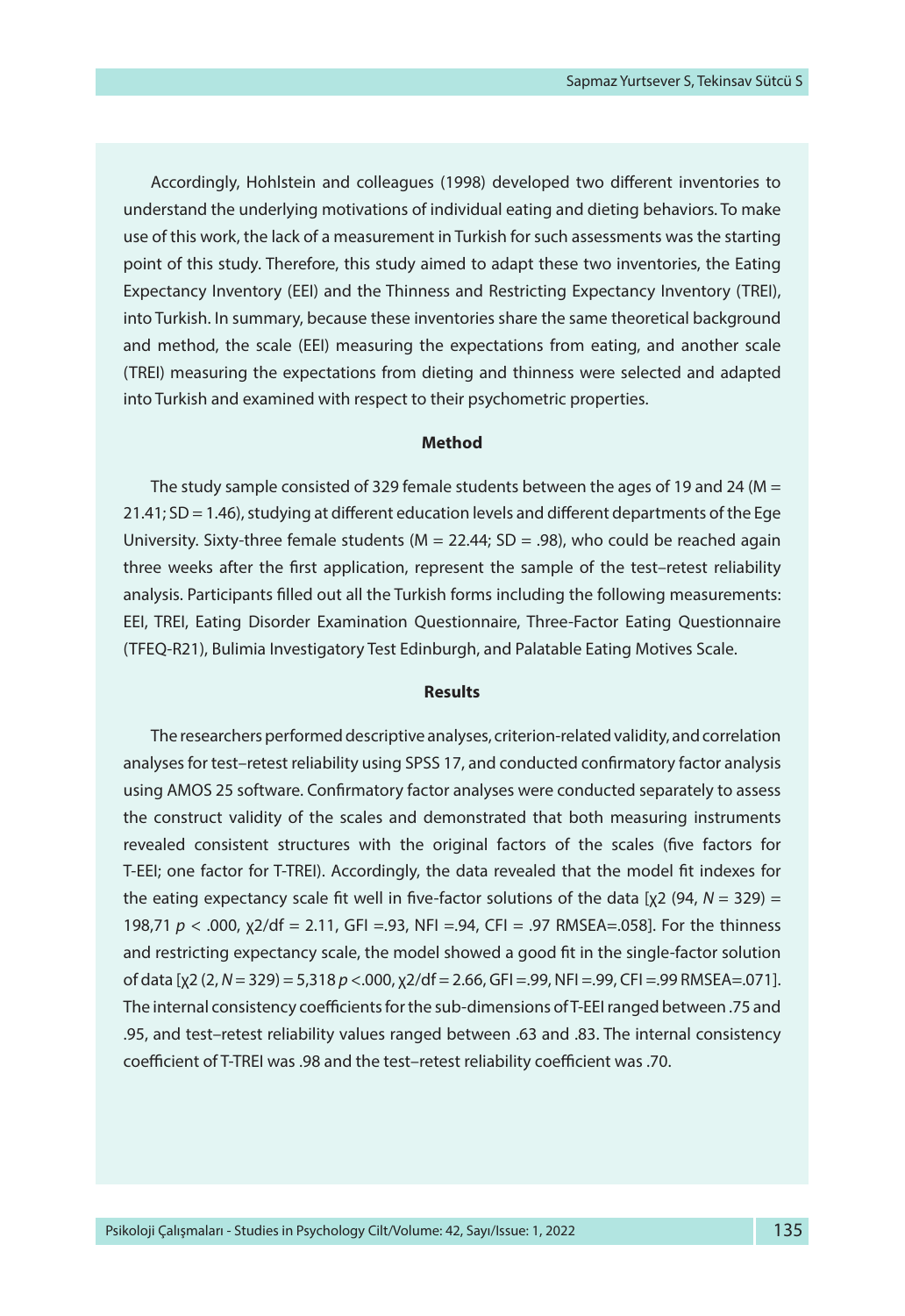Accordingly, Hohlstein and colleagues (1998) developed two different inventories to understand the underlying motivations of individual eating and dieting behaviors. To make use of this work, the lack of a measurement in Turkish for such assessments was the starting point of this study. Therefore, this study aimed to adapt these two inventories, the Eating Expectancy Inventory (EEI) and the Thinness and Restricting Expectancy Inventory (TREI), into Turkish. In summary, because these inventories share the same theoretical background and method, the scale (EEI) measuring the expectations from eating, and another scale (TREI) measuring the expectations from dieting and thinness were selected and adapted into Turkish and examined with respect to their psychometric properties.

**Method**

The study sample consisted of 329 female students between the ages of 19 and 24 (M = 21.41; SD = 1.46), studying at different education levels and different departments of the Ege University. Sixty-three female students (M = 22.44; SD = .98), who could be reached again three weeks after the first application, represent the sample of the test–retest reliability analysis. Participants filled out all the Turkish forms including the following measurements: EEI, TREI, Eating Disorder Examination Questionnaire, Three-Factor Eating Questionnaire (TFEQ-R21), Bulimia Investigatory Test Edinburgh, and Palatable Eating Motives Scale.

**Results**

The researchers performed descriptive analyses, criterion-related validity, and correlation analyses for test–retest reliability using SPSS 17, and conducted confirmatory factor analysis using AMOS 25 software. Confirmatory factor analyses were conducted separately to assess the construct validity of the scales and demonstrated that both measuring instruments revealed consistent structures with the original factors of the scales (five factors for T-EEI; one factor for T-TREI). Accordingly, the data revealed that the model fit indexes for the eating expectancy scale fit well in five-factor solutions of the data [$\chi^2$ (94, $N$ = 329) = 198,71 $p$ < .000, $\chi^2$/df = 2.11, GFI =.93, NFI =.94, CFI = .97 RMSEA=.058]. For the thinness and restricting expectancy scale, the model showed a good fit in the single-factor solution of data [$\chi^2$ (2, $N$ = 329) = 5,318 $p$ <.000, $\chi^2$/df = 2.66, GFI =.99, NFI =.99, CFI =.99 RMSEA=.071]. The internal consistency coefficients for the sub-dimensions of T-EEI ranged between .75 and .95, and test–retest reliability values ranged between .63 and .83. The internal consistency coefficient of T-TREI was .98 and the test–retest reliability coefficient was .70.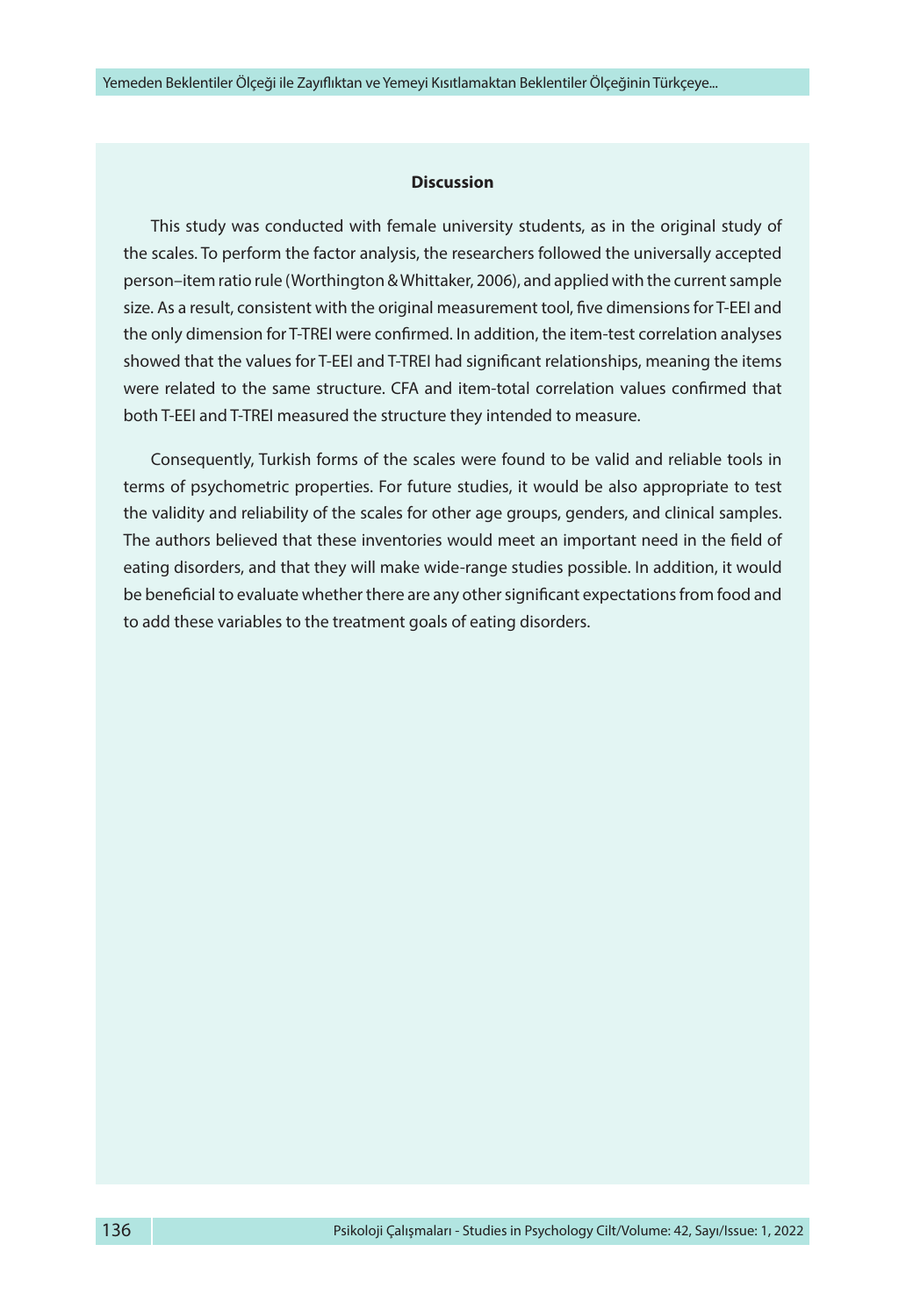## Discussion

This study was conducted with female university students, as in the original study of the scales. To perform the factor analysis, the researchers followed the universally accepted person–item ratio rule (Worthington & Whittaker, 2006), and applied with the current sample size. As a result, consistent with the original measurement tool, five dimensions for T-EEI and the only dimension for T-TREI were confirmed. In addition, the item-test correlation analyses showed that the values for T-EEI and T-TREI had significant relationships, meaning the items were related to the same structure. CFA and item-total correlation values confirmed that both T-EEI and T-TREI measured the structure they intended to measure.

Consequently, Turkish forms of the scales were found to be valid and reliable tools in terms of psychometric properties. For future studies, it would be also appropriate to test the validity and reliability of the scales for other age groups, genders, and clinical samples. The authors believed that these inventories would meet an important need in the field of eating disorders, and that they will make wide-range studies possible. In addition, it would be beneficial to evaluate whether there are any other significant expectations from food and to add these variables to the treatment goals of eating disorders.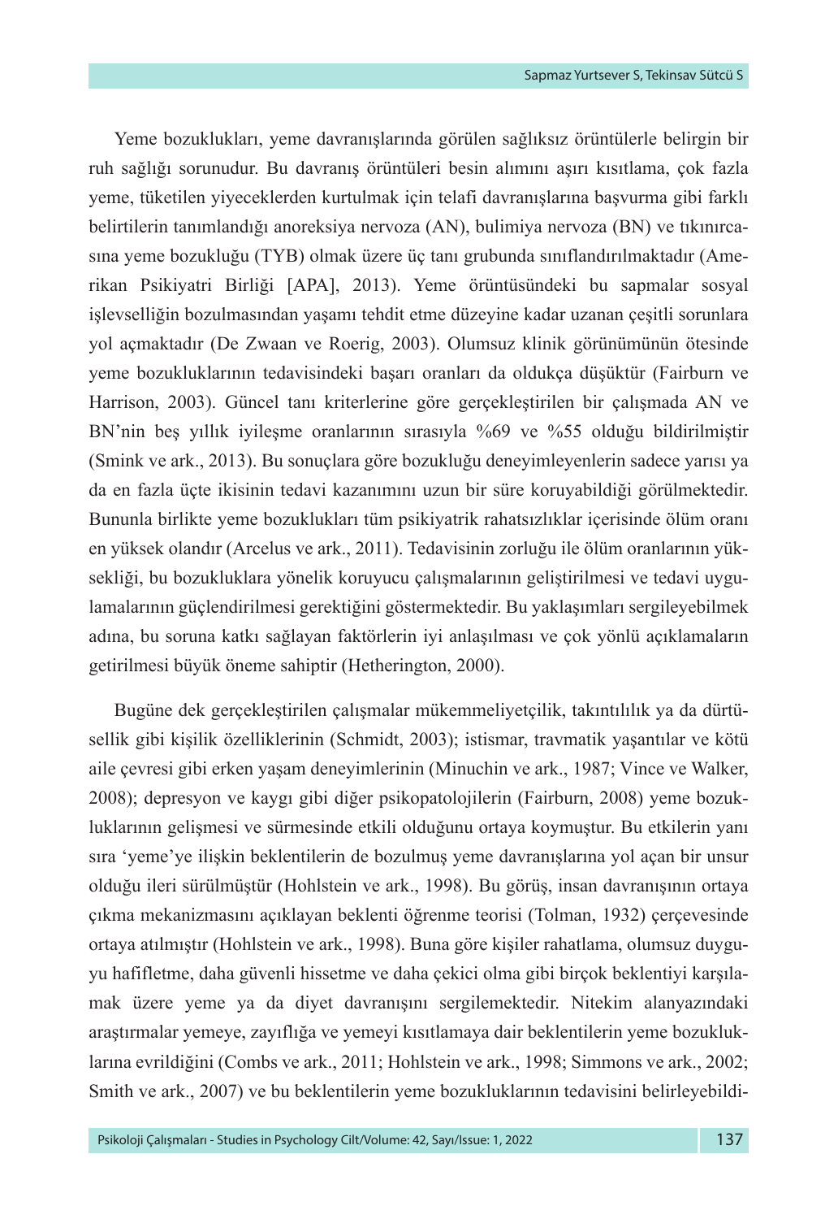Yeme bozuklukları, yeme davranışlarında görülen sağlıksız örüntülerle belirgin bir ruh sağlığı sorunudur. Bu davranış örüntüleri besin alımını aşırı kısıtlama, çok fazla yeme, tüketilen yiyeceklerden kurtulmak için telafi davranışlarına başvurma gibi farklı belirtilerin tanımlandığı anoreksiya nervoza (AN), bulimiya nervoza (BN) ve tıkınırcasına yeme bozukluğu (TYB) olmak üzere üç tanı grubunda sınıflandırılmaktadır (Amerikan Psikiyatri Birliği [APA], 2013). Yeme örüntüsündeki bu sapmalar sosyal işlevselliğin bozulmasından yaşamı tehdit etme düzeyine kadar uzanan çeşitli sorunlara yol açmaktadır (De Zwaan ve Roerig, 2003). Olumsuz klinik görünümünün ötesinde yeme bozukluklarının tedavisindeki başarı oranları da oldukça düşüktür (Fairburn ve Harrison, 2003). Güncel tanı kriterlerine göre gerçekleştirilen bir çalışmada AN ve BN'nin beş yıllık iyileşme oranlarının sırasıyla %69 ve %55 olduğu bildirilmiştir (Smink ve ark., 2013). Bu sonuçlara göre bozukluğu deneyimleyenlerin sadece yarısı ya da en fazla üçte ikisinin tedavi kazanımını uzun bir süre koruyabildiği görülmektedir. Bununla birlikte yeme bozuklukları tüm psikiyatrik rahatsızlıklar içerisinde ölüm oranı en yüksek olandır (Arcelus ve ark., 2011). Tedavisinin zorluğu ile ölüm oranlarının yüksekliği, bu bozukluklara yönelik koruyucu çalışmalarının geliştirilmesi ve tedavi uygulamalarının güçlendirilmesi gerektiğini göstermektedir. Bu yaklaşımları sergileyebilmek adına, bu soruna katkı sağlayan faktörlerin iyi anlaşılması ve çok yönlü açıklamaların getirilmesi büyük öneme sahiptir (Hetherington, 2000).

Bugüne dek gerçekleştirilen çalışmalar mükemmeliyetçilik, takıntılılık ya da dürtüsellik gibi kişilik özelliklerinin (Schmidt, 2003); istismar, travmatik yaşantılar ve kötü aile çevresi gibi erken yaşam deneyimlerinin (Minuchin ve ark., 1987; Vince ve Walker, 2008); depresyon ve kaygı gibi diğer psikopatolojilerin (Fairburn, 2008) yeme bozukluklarının gelişmesi ve sürmesinde etkili olduğunu ortaya koymuştur. Bu etkilerin yanı sıra 'yeme'ye ilişkin beklentilerin de bozulmuş yeme davranışlarına yol açan bir unsur olduğu ileri sürülmüştür (Hohlstein ve ark., 1998). Bu görüş, insan davranışının ortaya çıkma mekanizmasını açıklayan beklenti öğrenme teorisi (Tolman, 1932) çerçevesinde ortaya atılmıştır (Hohlstein ve ark., 1998). Buna göre kişiler rahatlama, olumsuz duyguyu hafifletme, daha güvenli hissetme ve daha çekici olma gibi birçok beklentiyi karşılamak üzere yeme ya da diyet davranışını sergilemektedir. Nitekim alanyazındaki araştırmalar yemeye, zayıflığa ve yemeyi kısıtlamaya dair beklentilerin yeme bozukluklarına evrildiğini (Combs ve ark., 2011; Hohlstein ve ark., 1998; Simmons ve ark., 2002; Smith ve ark., 2007) ve bu beklentilerin yeme bozukluklarının tedavisini belirleyebildi-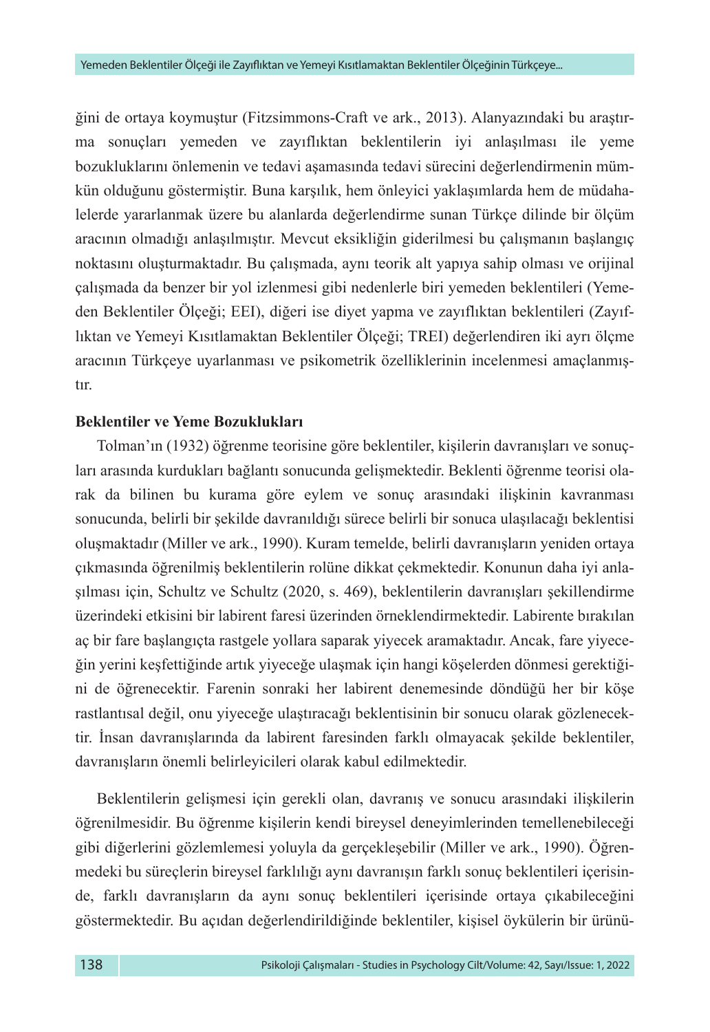ğini de ortaya koymuştur (Fitzsimmons-Craft ve ark., 2013). Alanyazındaki bu araştırma sonuçları yemeden ve zayıflıktan beklentilerin iyi anlaşılması ile yeme bozukluklarını önlemenin ve tedavi aşamasında tedavi sürecini değerlendirmenin mümkün olduğunu göstermiştir. Buna karşılık, hem önleyici yaklaşımlarda hem de müdahalelerde yararlanmak üzere bu alanlarda değerlendirme sunan Türkçe dilinde bir ölçüm aracının olmadığı anlaşılmıştır. Mevcut eksikliğin giderilmesi bu çalışmanın başlangıç noktasını oluşturmaktadır. Bu çalışmada, aynı teorik alt yapıya sahip olması ve orijinal çalışmada da benzer bir yol izlenmesi gibi nedenlerle biri yemeden beklentileri (Yemeden Beklentiler Ölçeği; EEI), diğeri ise diyet yapma ve zayıflıktan beklentileri (Zayıflıktan ve Yemeyi Kısıtlamaktan Beklentiler Ölçeği; TREI) değerlendiren iki ayrı ölçme aracının Türkçeye uyarlanması ve psikometrik özelliklerinin incelenmesi amaçlanmıştır.

**Beklentiler ve Yeme Bozuklukları**

Tolman'ın (1932) öğrenme teorisine göre beklentiler, kişilerin davranışları ve sonuçları arasında kurdukları bağlantı sonucunda gelişmektedir. Beklenti öğrenme teorisi olarak da bilinen bu kurama göre eylem ve sonuç arasındaki ilişkinin kavranması sonucunda, belirli bir şekilde davranıldığı sürece belirli bir sonuca ulaşılacağı beklentisi oluşmaktadır (Miller ve ark., 1990). Kuram temelde, belirli davranışların yeniden ortaya çıkmasında öğrenilmiş beklentilerin rolüne dikkat çekmektedir. Konunun daha iyi anlaşılması için, Schultz ve Schultz (2020, s. 469), beklentilerin davranışları şekillendirme üzerindeki etkisini bir labirent faresi üzerinden örneklendirmektedir. Labirente bırakılan aç bir fare başlangıçta rastgele yollara saparak yiyecek aramaktadır. Ancak, fare yiyeceğin yerini keşfettiğinde artık yiyeceğe ulaşmak için hangi köşelerden dönmesi gerektiğini de öğrenecektir. Farenin sonraki her labirent denemesinde döndüğü her bir köşe rastlantısal değil, onu yiyeceğe ulaştıracağı beklentisinin bir sonucu olarak gözlenecektir. İnsan davranışlarında da labirent faresinden farklı olmayacak şekilde beklentiler, davranışların önemli belirleyicileri olarak kabul edilmektedir.

Beklentilerin gelişmesi için gerekli olan, davranış ve sonucu arasındaki ilişkilerin öğrenilmesidir. Bu öğrenme kişilerin kendi bireysel deneyimlerinden temellenebileceği gibi diğerlerini gözlemlemesi yoluyla da gerçekleşebilir (Miller ve ark., 1990). Öğrenmedeki bu süreçlerin bireysel farklılığı aynı davranışın farklı sonuç beklentileri içerisinde, farklı davranışların da aynı sonuç beklentileri içerisinde ortaya çıkabileceğini göstermektedir. Bu açıdan değerlendirildiğinde beklentiler, kişisel öykülerin bir ürünü-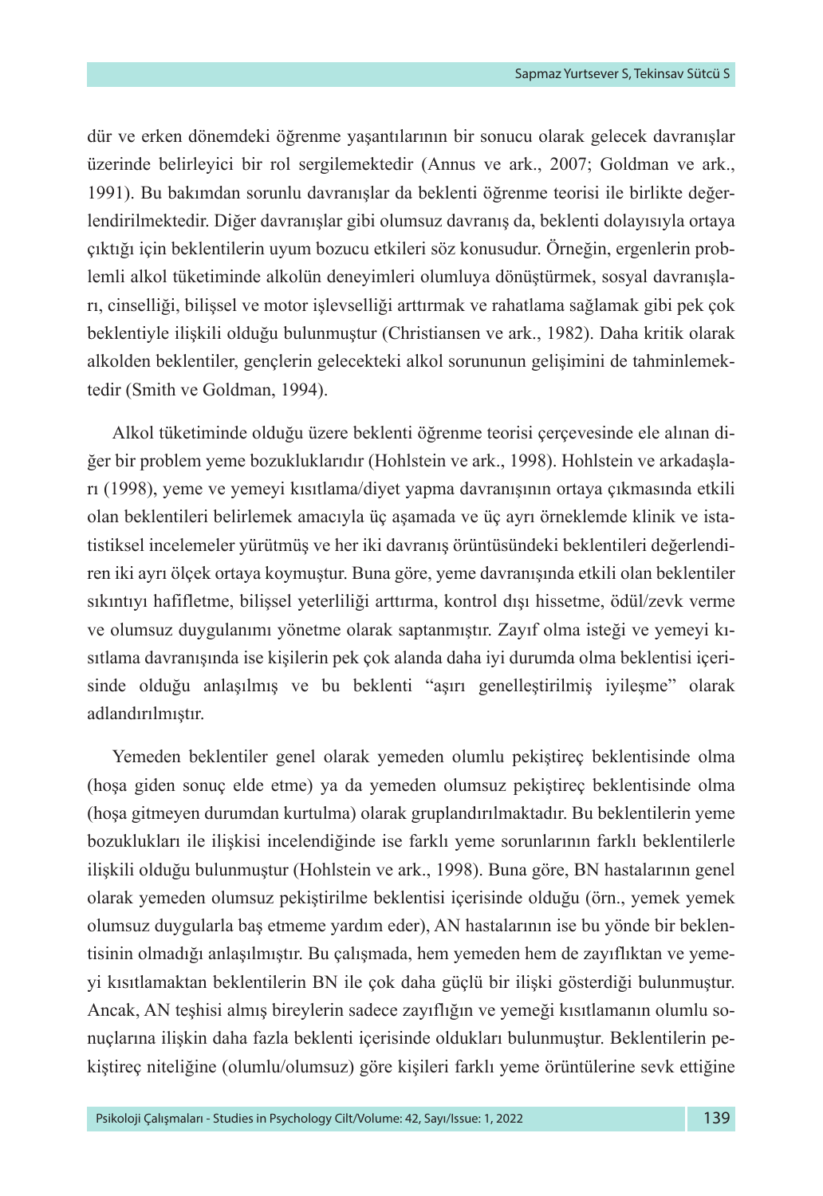dür ve erken dönemdeki öğrenme yaşantılarının bir sonucu olarak gelecek davranışlar üzerinde belirleyici bir rol sergilemektedir (Annus ve ark., 2007; Goldman ve ark., 1991). Bu bakımdan sorunlu davranışlar da beklenti öğrenme teorisi ile birlikte değerlendirilmektedir. Diğer davranışlar gibi olumsuz davranış da, beklenti dolayısıyla ortaya çıktığı için beklentilerin uyum bozucu etkileri söz konusudur. Örneğin, ergenlerin problemli alkol tüketiminde alkolün deneyimleri olumluya dönüştürmek, sosyal davranışları, cinselliği, bilişsel ve motor işlevselliği arttırmak ve rahatlama sağlamak gibi pek çok beklentiyle ilişkili olduğu bulunmuştur (Christiansen ve ark., 1982). Daha kritik olarak alkolden beklentiler, gençlerin gelecekteki alkol sorununun gelişimini de tahminlemektedir (Smith ve Goldman, 1994).

Alkol tüketiminde olduğu üzere beklenti öğrenme teorisi çerçevesinde ele alınan diğer bir problem yeme bozukluklarıdır (Hohlstein ve ark., 1998). Hohlstein ve arkadaşları (1998), yeme ve yemeyi kısıtlama/diyet yapma davranışının ortaya çıkmasında etkili olan beklentileri belirlemek amacıyla üç aşamada ve üç ayrı örneklemde klinik ve istatistiksel incelemeler yürütmüş ve her iki davranış örüntüsündeki beklentileri değerlendiren iki ayrı ölçek ortaya koymuştur. Buna göre, yeme davranışında etkili olan beklentiler sıkıntıyı hafifletme, bilişsel yeterliliği arttırma, kontrol dışı hissetme, ödül/zevk verme ve olumsuz duygulanımı yönetme olarak saptanmıştır. Zayıf olma isteği ve yemeyi kısıtlama davranışında ise kişilerin pek çok alanda daha iyi durumda olma beklentisi içerisinde olduğu anlaşılmış ve bu beklenti "aşırı genelleştirilmiş iyileşme" olarak adlandırılmıştır.

Yemeden beklentiler genel olarak yemeden olumlu pekiştireç beklentisinde olma (hoşa giden sonuç elde etme) ya da yemeden olumsuz pekiştireç beklentisinde olma (hoşa gitmeyen durumdan kurtulma) olarak gruplandırılmaktadır. Bu beklentilerin yeme bozuklukları ile ilişkisi incelendiğinde ise farklı yeme sorunlarının farklı beklentilerle ilişkili olduğu bulunmuştur (Hohlstein ve ark., 1998). Buna göre, BN hastalarının genel olarak yemeden olumsuz pekiştirilme beklentisi içerisinde olduğu (örn., yemek yemek olumsuz duygularla baş etmeme yardım eder), AN hastalarının ise bu yönde bir beklentisinin olmadığı anlaşılmıştır. Bu çalışmada, hem yemeden hem de zayıflıktan ve yemeyi kısıtlamaktan beklentilerin BN ile çok daha güçlü bir ilişki gösterdiği bulunmuştur. Ancak, AN teşhisi almış bireylerin sadece zayıflığın ve yemeği kısıtlamanın olumlu sonuçlarına ilişkin daha fazla beklenti içerisinde oldukları bulunmuştur. Beklentilerin pekiştireç niteliğine (olumlu/olumsuz) göre kişileri farklı yeme örüntülerine sevk ettiğine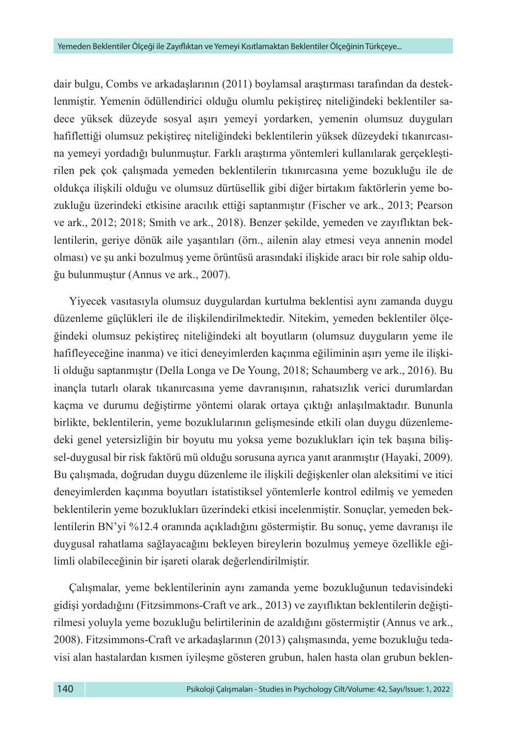dair bulgu, Combs ve arkadaşlarının (2011) boylamsal araştırması tarafından da desteklenmiştir. Yemenin ödüllendirici olduğu olumlu pekiştireç niteliğindeki beklentiler sadece yüksek düzeyde sosyal aşırı yemeyi yordarken, yemenin olumsuz duyguları hafiflettiği olumsuz pekiştireç niteliğindeki beklentilerin yüksek düzeydeki tıkanırcasına yemeyi yordadığı bulunmuştur. Farklı araştırma yöntemleri kullanılarak gerçekleştirilen pek çok çalışmada yemeden beklentilerin tıkınırcasına yeme bozukluğu ile de oldukça ilişkili olduğu ve olumsuz dürtüsellik gibi diğer birtakım faktörlerin yeme bozukluğu üzerindeki etkisine aracılık ettiği saptanmıştır (Fischer ve ark., 2013; Pearson ve ark., 2012; 2018; Smith ve ark., 2018). Benzer şekilde, yemeden ve zayıflıktan beklentilerin, geriye dönük aile yaşantıları (örn., ailenin alay etmesi veya annenin model olması) ve şu anki bozulmuş yeme örüntüsü arasındaki ilişkide aracı bir role sahip olduğu bulunmuştur (Annus ve ark., 2007).

Yiyecek vasıtasıyla olumsuz duygulardan kurtulma beklentisi aynı zamanda duygu düzenleme güçlükleri ile de ilişkilendirilmektedir. Nitekim, yemeden beklentiler ölçeğindeki olumsuz pekiştireç niteliğindeki alt boyutların (olumsuz duyguların yeme ile hafifleyeceğine inanma) ve itici deneyimlerden kaçınma eğiliminin aşırı yeme ile ilişkili olduğu saptanmıştır (Della Longa ve De Young, 2018; Schaumberg ve ark., 2016). Bu inançla tutarlı olarak tıkanırcasına yeme davranışının, rahatsızlık verici durumlardan kaçma ve durumu değiştirme yöntemi olarak ortaya çıktığı anlaşılmaktadır. Bununla birlikte, beklentilerin, yeme bozuklularının gelişmesinde etkili olan duygu düzenlemedeki genel yetersizliğin bir boyutu mu yoksa yeme bozuklukları için tek başına bilişsel-duygusal bir risk faktörü mü olduğu sorusuna ayrıca yanıt aranmıştır (Hayaki, 2009). Bu çalışmada, doğrudan duygu düzenleme ile ilişkili değişkenler olan aleksitimi ve itici deneyimlerden kaçınma boyutları istatistiksel yöntemlerle kontrol edilmiş ve yemeden beklentilerin yeme bozuklukları üzerindeki etkisi incelenmiştir. Sonuçlar, yemeden beklentilerin BN'yi %12.4 oranında açıkladığını göstermiştir. Bu sonuç, yeme davranışı ile duygusal rahatlama sağlayacağını bekleyen bireylerin bozulmuş yemeye özellikle eğilimli olabileceğinin bir işareti olarak değerlendirilmiştir.

Çalışmalar, yeme beklentilerinin aynı zamanda yeme bozukluğunun tedavisindeki gidişi yordadığını (Fitzsimmons-Craft ve ark., 2013) ve zayıflıktan beklentilerin değiştirilmesi yoluyla yeme bozukluğu belirtilerinin de azaldığını göstermiştir (Annus ve ark., 2008). Fitzsimmons-Craft ve arkadaşlarının (2013) çalışmasında, yeme bozukluğu tedavisi alan hastalardan kısmen iyileşme gösteren grubun, halen hasta olan grubun beklen-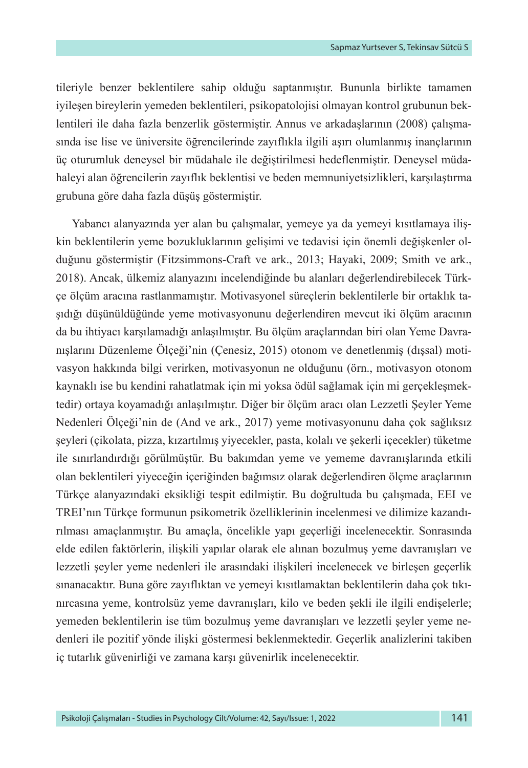tileriyle benzer beklentilere sahip olduğu saptanmıştır. Bununla birlikte tamamen iyileşen bireylerin yemeden beklentileri, psikopatolojisi olmayan kontrol grubunun beklentileri ile daha fazla benzerlik göstermiştir. Annus ve arkadaşlarının (2008) çalışmasında ise lise ve üniversite öğrencilerinde zayıflıkla ilgili aşırı olumlanmış inançlarının üç oturumluk deneysel bir müdahale ile değiştirilmesi hedeflenmiştir. Deneysel müdahaleyi alan öğrencilerin zayıflık beklentisi ve beden memnuniyetsizlikleri, karşılaştırma grubuna göre daha fazla düşüş göstermiştir.

Yabancı alanyazında yer alan bu çalışmalar, yemeye ya da yemeyi kısıtlamaya ilişkin beklentilerin yeme bozukluklarının gelişimi ve tedavisi için önemli değişkenler olduğunu göstermiştir (Fitzsimmons-Craft ve ark., 2013; Hayaki, 2009; Smith ve ark., 2018). Ancak, ülkemiz alanyazını incelendiğinde bu alanları değerlendirebilecek Türkçe ölçüm aracına rastlanmamıştır. Motivasyonel süreçlerin beklentilerle bir ortaklık taşıdığı düşünüldüğünde yeme motivasyonunu değerlendiren mevcut iki ölçüm aracının da bu ihtiyacı karşılamadığı anlaşılmıştır. Bu ölçüm araçlarından biri olan Yeme Davranışlarını Düzenleme Ölçeği'nin (Çenesiz, 2015) otonom ve denetlenmiş (dışsal) motivasyon hakkında bilgi verirken, motivasyonun ne olduğunu (örn., motivasyon otonom kaynaklı ise bu kendini rahatlatmak için mi yoksa ödül sağlamak için mi gerçekleşmektedir) ortaya koyamadığı anlaşılmıştır. Diğer bir ölçüm aracı olan Lezzetli Şeyler Yeme Nedenleri Ölçeği'nin de (And ve ark., 2017) yeme motivasyonunu daha çok sağlıksız şeyleri (çikolata, pizza, kızartılmış yiyecekler, pasta, kolalı ve şekerli içecekler) tüketme ile sınırlandırdığı görülmüştür. Bu bakımdan yeme ve yememe davranışlarında etkili olan beklentileri yiyeceğin içeriğinden bağımsız olarak değerlendiren ölçme araçlarının Türkçe alanyazındaki eksikliği tespit edilmiştir. Bu doğrultuda bu çalışmada, EEI ve TREI'nın Türkçe formunun psikometrik özelliklerinin incelenmesi ve dilimize kazandırılması amaçlanmıştır. Bu amaçla, öncelikle yapı geçerliği incelenecektir. Sonrasında elde edilen faktörlerin, ilişkili yapılar olarak ele alınan bozulmuş yeme davranışları ve lezzetli şeyler yeme nedenleri ile arasındaki ilişkileri incelenecek ve birleşen geçerlik sınanacaktır. Buna göre zayıflıktan ve yemeyi kısıtlamaktan beklentilerin daha çok tıkınırcasına yeme, kontrolsüz yeme davranışları, kilo ve beden şekli ile ilgili endişelerle; yemeden beklentilerin ise tüm bozulmuş yeme davranışları ve lezzetli şeyler yeme nedenleri ile pozitif yönde ilişki göstermesi beklenmektedir. Geçerlik analizlerini takiben iç tutarlık güvenirliği ve zamana karşı güvenirlik incelenecektir.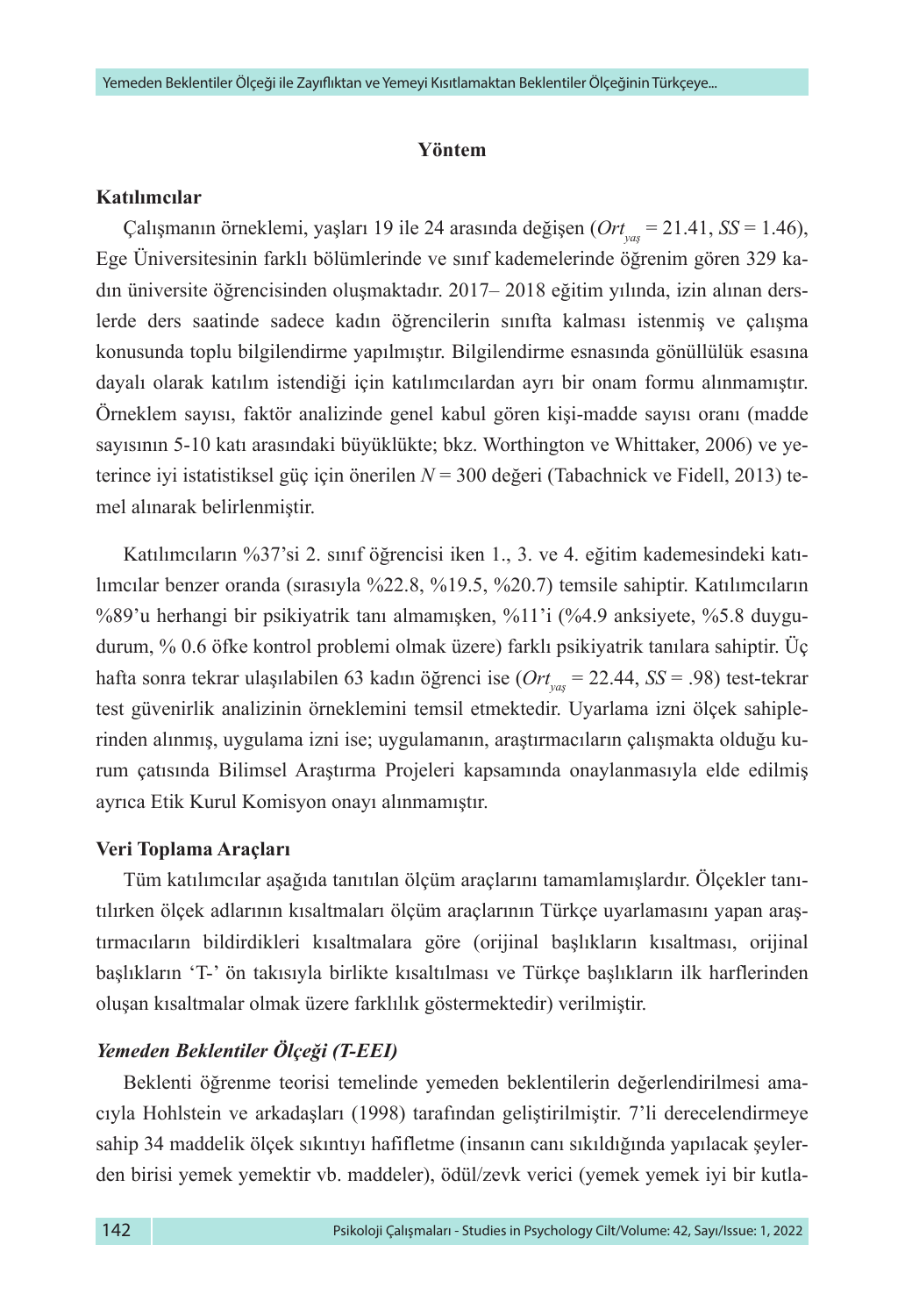## Yöntem

### Katılımcılar

Çalışmanın örneklemi, yaşları 19 ile 24 arasında değişen ($Ort_{yaş}$ = 21.41, *SS* = 1.46), Ege Üniversitesinin farklı bölümlerinde ve sınıf kademelerinde öğrenim gören 329 kadın üniversite öğrencisinden oluşmaktadır. 2017– 2018 eğitim yılında, izin alınan derslerde ders saatinde sadece kadın öğrencilerin sınıfta kalması istenmiş ve çalışma konusunda toplu bilgilendirme yapılmıştır. Bilgilendirme esnasında gönüllülük esasına dayalı olarak katılım istendiği için katılımcılardan ayrı bir onam formu alınmamıştır. Örneklem sayısı, faktör analizinde genel kabul gören kişi-madde sayısı oranı (madde sayısının 5-10 katı arasındaki büyüklükte; bkz. Worthington ve Whittaker, 2006) ve yeterince iyi istatistiksel güç için önerilen *N* = 300 değeri (Tabachnick ve Fidell, 2013) temel alınarak belirlenmiştir.

Katılımcıların %37'si 2. sınıf öğrencisi iken 1., 3. ve 4. eğitim kademesindeki katılımcılar benzer oranda (sırasıyla %22.8, %19.5, %20.7) temsile sahiptir. Katılımcıların %89'u herhangi bir psikiyatrik tanı almamışken, %11'i (%4.9 anksiyete, %5.8 duygudurum, % 0.6 öfke kontrol problemi olmak üzere) farklı psikiyatrik tanılara sahiptir. Üç hafta sonra tekrar ulaşılabilen 63 kadın öğrenci ise ($Ort_{yaş}$ = 22.44, *SS* = .98) test-tekrar test güvenirlik analizinin örneklemini temsil etmektedir. Uyarlama izni ölçek sahiplerinden alınmış, uygulama izni ise; uygulamanın, araştırmacıların çalışmakta olduğu kurum çatısında Bilimsel Araştırma Projeleri kapsamında onaylanmasıyla elde edilmiş ayrıca Etik Kurul Komisyon onayı alınmamıştır.

### Veri Toplama Araçları

Tüm katılımcılar aşağıda tanıtılan ölçüm araçlarını tamamlamışlardır. Ölçekler tanıtılırken ölçek adlarının kısaltmaları ölçüm araçlarının Türkçe uyarlamasını yapan araştırmacıların bildirdikleri kısaltmalara göre (orijinal başlıkların kısaltması, orijinal başlıkların 'T-' ön takısıyla birlikte kısaltılması ve Türkçe başlıkların ilk harflerinden oluşan kısaltmalar olmak üzere farklılık göstermektedir) verilmiştir.

#### *Yemeden Beklentiler Ölçeği (T-EEI)*

Beklenti öğrenme teorisi temelinde yemeden beklentilerin değerlendirilmesi amacıyla Hohlstein ve arkadaşları (1998) tarafından geliştirilmiştir. 7'li derecelendirmeye sahip 34 maddelik ölçek sıkıntıyı hafifletme (insanın canı sıkıldığında yapılacak şeylerden birisi yemek yemektir vb. maddeler), ödül/zevk verici (yemek yemek iyi bir kutla-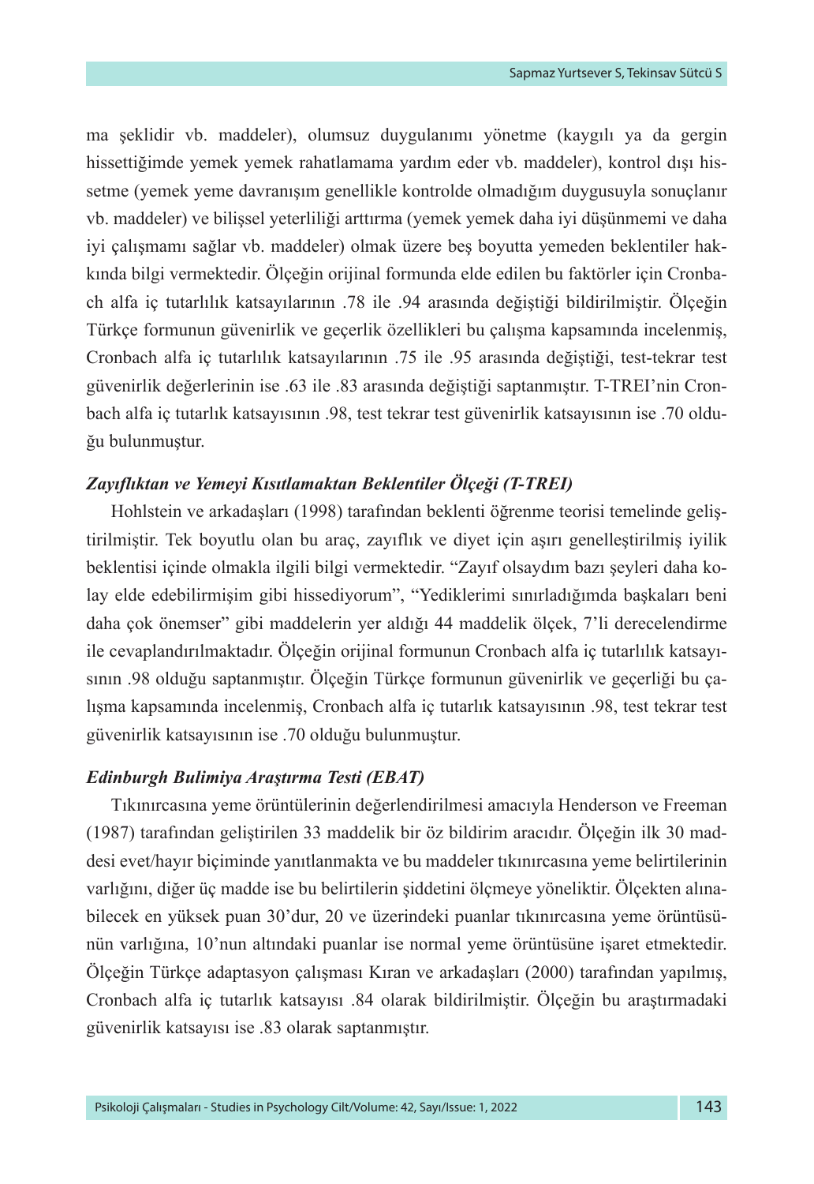ma şeklidir vb. maddeler), olumsuz duygulanımı yönetme (kaygılı ya da gergin hissettiğimde yemek yemek rahatlamama yardım eder vb. maddeler), kontrol dışı hissetme (yemek yeme davranışım genellikle kontrolde olmadığım duygusuyla sonuçlanır vb. maddeler) ve bilişsel yeterliliği arttırma (yemek yemek daha iyi düşünmemi ve daha iyi çalışmamı sağlar vb. maddeler) olmak üzere beş boyutta yemeden beklentiler hakkında bilgi vermektedir. Ölçeğin orijinal formunda elde edilen bu faktörler için Cronbach alfa iç tutarlılık katsayılarının .78 ile .94 arasında değiştiği bildirilmiştir. Ölçeğin Türkçe formunun güvenirlik ve geçerlik özellikleri bu çalışma kapsamında incelenmiş, Cronbach alfa iç tutarlılık katsayılarının .75 ile .95 arasında değiştiği, test-tekrar test güvenirlik değerlerinin ise .63 ile .83 arasında değiştiği saptanmıştır. T-TREI'nin Cronbach alfa iç tutarlık katsayısının .98, test tekrar test güvenirlik katsayısının ise .70 olduğu bulunmuştur.

### *Zayıflıktan ve Yemeyi Kısıtlamaktan Beklentiler Ölçeği (T-TREI)*

Hohlstein ve arkadaşları (1998) tarafından beklenti öğrenme teorisi temelinde geliştirilmiştir. Tek boyutlu olan bu araç, zayıflık ve diyet için aşırı genelleştirilmiş iyilik beklentisi içinde olmakla ilgili bilgi vermektedir. "Zayıf olsaydım bazı şeyleri daha kolay elde edebilirmişim gibi hissediyorum", "Yediklerimi sınırladığımda başkaları beni daha çok önemser" gibi maddelerin yer aldığı 44 maddelik ölçek, 7'li derecelendirme ile cevaplandırılmaktadır. Ölçeğin orijinal formunun Cronbach alfa iç tutarlılık katsayısının .98 olduğu saptanmıştır. Ölçeğin Türkçe formunun güvenirlik ve geçerliği bu çalışma kapsamında incelenmiş, Cronbach alfa iç tutarlık katsayısının .98, test tekrar test güvenirlik katsayısının ise .70 olduğu bulunmuştur.

### *Edinburgh Bulimiya Araştırma Testi (EBAT)*

Tıkınırcasına yeme örüntülerinin değerlendirilmesi amacıyla Henderson ve Freeman (1987) tarafından geliştirilen 33 maddelik bir öz bildirim aracıdır. Ölçeğin ilk 30 maddesi evet/hayır biçiminde yanıtlanmakta ve bu maddeler tıkınırcasına yeme belirtilerinin varlığını, diğer üç madde ise bu belirtilerin şiddetini ölçmeye yöneliktir. Ölçekten alınabilecek en yüksek puan 30'dur, 20 ve üzerindeki puanlar tıkınırcasına yeme örüntüsünün varlığına, 10'nun altındaki puanlar ise normal yeme örüntüsüne işaret etmektedir. Ölçeğin Türkçe adaptasyon çalışması Kıran ve arkadaşları (2000) tarafından yapılmış, Cronbach alfa iç tutarlık katsayısı .84 olarak bildirilmiştir. Ölçeğin bu araştırmadaki güvenirlik katsayısı ise .83 olarak saptanmıştır.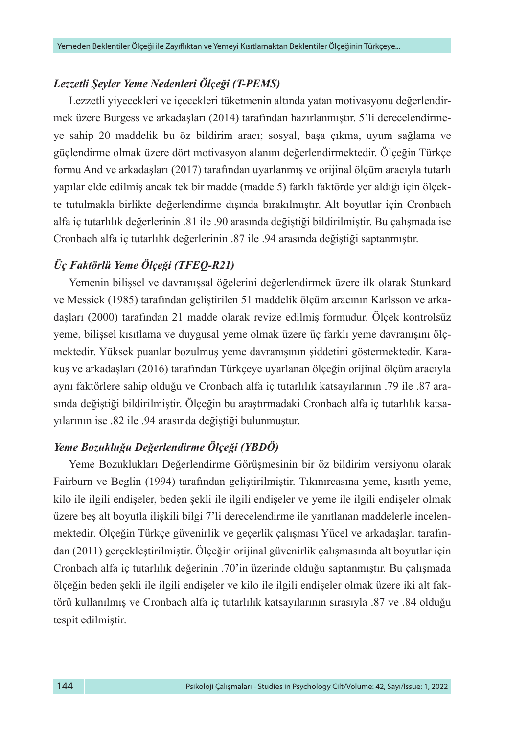### *Lezzetli Şeyler Yeme Nedenleri Ölçeği (T-PEMS)*

Lezzetli yiyecekleri ve içecekleri tüketmenin altında yatan motivasyonu değerlendirmek üzere Burgess ve arkadaşları (2014) tarafından hazırlanmıştır. 5'li derecelendirmeye sahip 20 maddelik bu öz bildirim aracı; sosyal, başa çıkma, uyum sağlama ve güçlendirme olmak üzere dört motivasyon alanını değerlendirmektedir. Ölçeğin Türkçe formu And ve arkadaşları (2017) tarafından uyarlanmış ve orijinal ölçüm aracıyla tutarlı yapılar elde edilmiş ancak tek bir madde (madde 5) farklı faktörde yer aldığı için ölçekte tutulmakla birlikte değerlendirme dışında bırakılmıştır. Alt boyutlar için Cronbach alfa iç tutarlılık değerlerinin .81 ile .90 arasında değiştiği bildirilmiştir. Bu çalışmada ise Cronbach alfa iç tutarlılık değerlerinin .87 ile .94 arasında değiştiği saptanmıştır.

### *Üç Faktörlü Yeme Ölçeği (TFEQ-R21)*

Yemenin bilişsel ve davranışsal öğelerini değerlendirmek üzere ilk olarak Stunkard ve Messick (1985) tarafından geliştirilen 51 maddelik ölçüm aracının Karlsson ve arkadaşları (2000) tarafından 21 madde olarak revize edilmiş formudur. Ölçek kontrolsüz yeme, bilişsel kısıtlama ve duygusal yeme olmak üzere üç farklı yeme davranışını ölçmektedir. Yüksek puanlar bozulmuş yeme davranışının şiddetini göstermektedir. Karakuş ve arkadaşları (2016) tarafından Türkçeye uyarlanan ölçeğin orijinal ölçüm aracıyla aynı faktörlere sahip olduğu ve Cronbach alfa iç tutarlılık katsayılarının .79 ile .87 arasında değiştiği bildirilmiştir. Ölçeğin bu araştırmadaki Cronbach alfa iç tutarlılık katsayılarının ise .82 ile .94 arasında değiştiği bulunmuştur.

### *Yeme Bozukluğu Değerlendirme Ölçeği (YBDÖ)*

Yeme Bozuklukları Değerlendirme Görüşmesinin bir öz bildirim versiyonu olarak Fairburn ve Beglin (1994) tarafından geliştirilmiştir. Tıkınırcasına yeme, kısıtlı yeme, kilo ile ilgili endişeler, beden şekli ile ilgili endişeler ve yeme ile ilgili endişeler olmak üzere beş alt boyutla ilişkili bilgi 7'li derecelendirme ile yanıtlanan maddelerle incelenmektedir. Ölçeğin Türkçe güvenirlik ve geçerlik çalışması Yücel ve arkadaşları tarafından (2011) gerçekleştirilmiştir. Ölçeğin orijinal güvenirlik çalışmasında alt boyutlar için Cronbach alfa iç tutarlılık değerinin .70'in üzerinde olduğu saptanmıştır. Bu çalışmada ölçeğin beden şekli ile ilgili endişeler ve kilo ile ilgili endişeler olmak üzere iki alt faktörü kullanılmış ve Cronbach alfa iç tutarlılık katsayılarının sırasıyla .87 ve .84 olduğu tespit edilmiştir.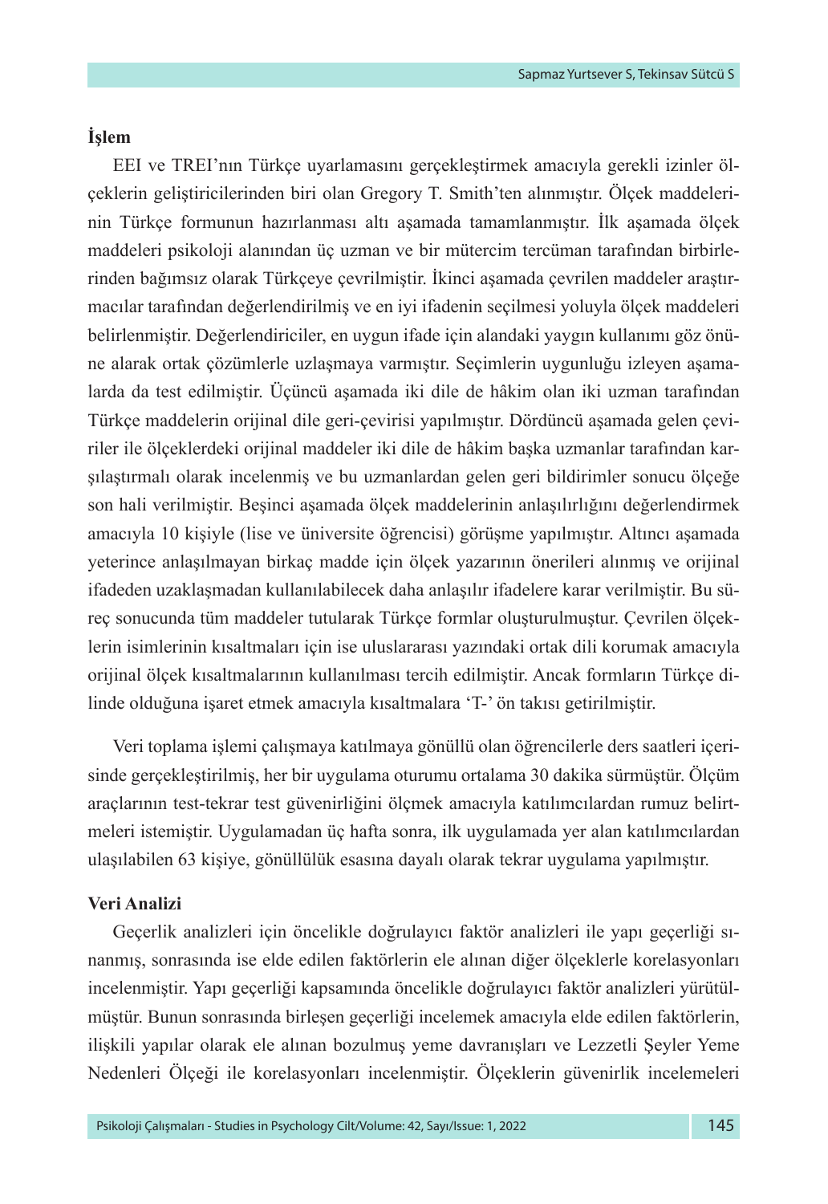**İşlem**

EEI ve TREI'nın Türkçe uyarlamasını gerçekleştirmek amacıyla gerekli izinler ölçeklerin geliştiricilerinden biri olan Gregory T. Smith'ten alınmıştır. Ölçek maddelerinin Türkçe formunun hazırlanması altı aşamada tamamlanmıştır. İlk aşamada ölçek maddeleri psikoloji alanından üç uzman ve bir mütercim tercüman tarafından birbirlerinden bağımsız olarak Türkçeye çevrilmiştir. İkinci aşamada çevrilen maddeler araştırmacılar tarafından değerlendirilmiş ve en iyi ifadenin seçilmesi yoluyla ölçek maddeleri belirlenmiştir. Değerlendiriciler, en uygun ifade için alandaki yaygın kullanımı göz önüne alarak ortak çözümlerle uzlaşmaya varmıştır. Seçimlerin uygunluğu izleyen aşamalarda da test edilmiştir. Üçüncü aşamada iki dile de hâkim olan iki uzman tarafından Türkçe maddelerin orijinal dile geri-çevirisi yapılmıştır. Dördüncü aşamada gelen çeviriler ile ölçeklerdeki orijinal maddeler iki dile de hâkim başka uzmanlar tarafından karşılaştırmalı olarak incelenmiş ve bu uzmanlardan gelen geri bildirimler sonucu ölçeğe son hali verilmiştir. Beşinci aşamada ölçek maddelerinin anlaşılırlığını değerlendirmek amacıyla 10 kişiyle (lise ve üniversite öğrencisi) görüşme yapılmıştır. Altıncı aşamada yeterince anlaşılmayan birkaç madde için ölçek yazarının önerileri alınmış ve orijinal ifadeden uzaklaşmadan kullanılabilecek daha anlaşılır ifadelere karar verilmiştir. Bu süreç sonucunda tüm maddeler tutularak Türkçe formlar oluşturulmuştur. Çevrilen ölçeklerin isimlerinin kısaltmaları için ise uluslararası yazındaki ortak dili korumak amacıyla orijinal ölçek kısaltmalarının kullanılması tercih edilmiştir. Ancak formların Türkçe dilinde olduğuna işaret etmek amacıyla kısaltmalara 'T-' ön takısı getirilmiştir.

Veri toplama işlemi çalışmaya katılmaya gönüllü olan öğrencilerle ders saatleri içerisinde gerçekleştirilmiş, her bir uygulama oturumu ortalama 30 dakika sürmüştür. Ölçüm araçlarının test-tekrar test güvenirliğini ölçmek amacıyla katılımcılardan rumuz belirtmeleri istemiştir. Uygulamadan üç hafta sonra, ilk uygulamada yer alan katılımcılardan ulaşılabilen 63 kişiye, gönüllülük esasına dayalı olarak tekrar uygulama yapılmıştır.

**Veri Analizi**

Geçerlik analizleri için öncelikle doğrulayıcı faktör analizleri ile yapı geçerliği sınanmış, sonrasında ise elde edilen faktörlerin ele alınan diğer ölçeklerle korelasyonları incelenmiştir. Yapı geçerliği kapsamında öncelikle doğrulayıcı faktör analizleri yürütülmüştür. Bunun sonrasında birleşen geçerliği incelemek amacıyla elde edilen faktörlerin, ilişkili yapılar olarak ele alınan bozulmuş yeme davranışları ve Lezzetli Şeyler Yeme Nedenleri Ölçeği ile korelasyonları incelenmiştir. Ölçeklerin güvenirlik incelemeleri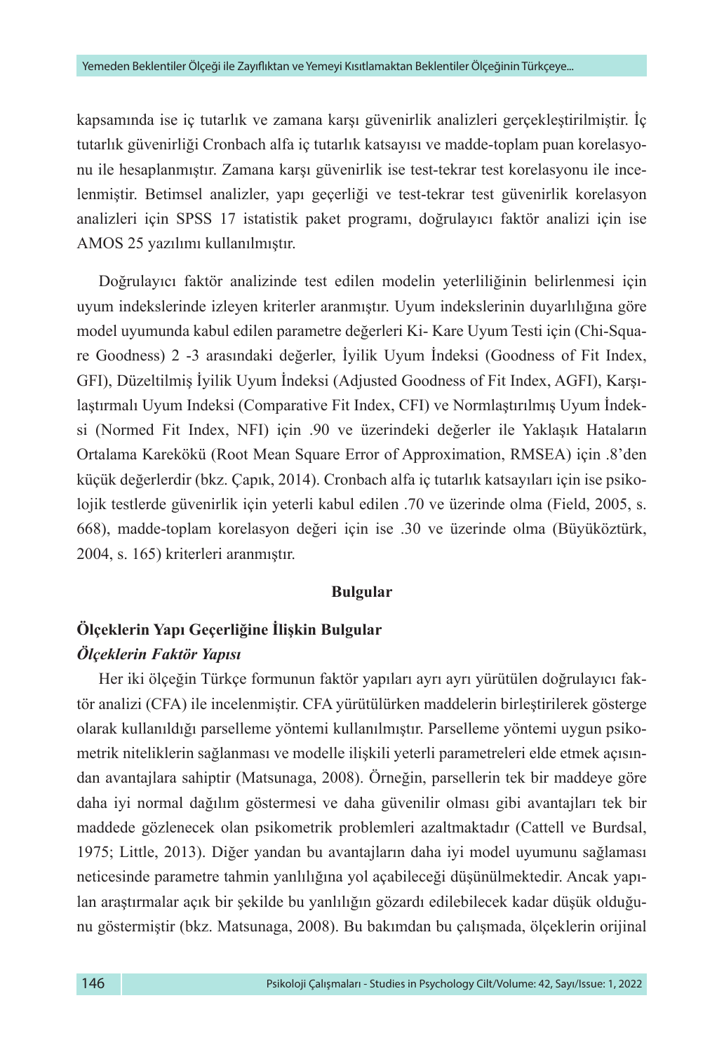kapsamında ise iç tutarlık ve zamana karşı güvenirlik analizleri gerçekleştirilmiştir. İç tutarlık güvenirliği Cronbach alfa iç tutarlık katsayısı ve madde-toplam puan korelasyonu ile hesaplanmıştır. Zamana karşı güvenirlik ise test-tekrar test korelasyonu ile incelenmiştir. Betimsel analizler, yapı geçerliği ve test-tekrar test güvenirlik korelasyon analizleri için SPSS 17 istatistik paket programı, doğrulayıcı faktör analizi için ise AMOS 25 yazılımı kullanılmıştır.

Doğrulayıcı faktör analizinde test edilen modelin yeterliliğinin belirlenmesi için uyum indekslerinde izleyen kriterler aranmıştır. Uyum indekslerinin duyarlılığına göre model uyumunda kabul edilen parametre değerleri Ki- Kare Uyum Testi için (Chi-Square Goodness) 2 -3 arasındaki değerler, İyilik Uyum İndeksi (Goodness of Fit Index, GFI), Düzeltilmiş İyilik Uyum İndeksi (Adjusted Goodness of Fit Index, AGFI), Karşılaştırmalı Uyum Indeksi (Comparative Fit Index, CFI) ve Normlaştırılmış Uyum İndeksi (Normed Fit Index, NFI) için .90 ve üzerindeki değerler ile Yaklaşık Hataların Ortalama Karekökü (Root Mean Square Error of Approximation, RMSEA) için .8'den küçük değerlerdir (bkz. Çapık, 2014). Cronbach alfa iç tutarlık katsayıları için ise psikolojik testlerde güvenirlik için yeterli kabul edilen .70 ve üzerinde olma (Field, 2005, s. 668), madde-toplam korelasyon değeri için ise .30 ve üzerinde olma (Büyüköztürk, 2004, s. 165) kriterleri aranmıştır.

## Bulgular

### Ölçeklerin Yapı Geçerliğine İlişkin Bulgular

#### *Ölçeklerin Faktör Yapısı*

Her iki ölçeğin Türkçe formunun faktör yapıları ayrı ayrı yürütülen doğrulayıcı faktör analizi (CFA) ile incelenmiştir. CFA yürütülürken maddelerin birleştirilerek gösterge olarak kullanıldığı parselleme yöntemi kullanılmıştır. Parselleme yöntemi uygun psikometrik niteliklerin sağlanması ve modelle ilişkili yeterli parametreleri elde etmek açısından avantajlara sahiptir (Matsunaga, 2008). Örneğin, parsellerin tek bir maddeye göre daha iyi normal dağılım göstermesi ve daha güvenilir olması gibi avantajları tek bir maddede gözlenecek olan psikometrik problemleri azaltmaktadır (Cattell ve Burdsal, 1975; Little, 2013). Diğer yandan bu avantajların daha iyi model uyumunu sağlaması neticesinde parametre tahmin yanlılığına yol açabileceği düşünülmektedir. Ancak yapılan araştırmalar açık bir şekilde bu yanlılığın gözardı edilebilecek kadar düşük olduğunu göstermiştir (bkz. Matsunaga, 2008). Bu bakımdan bu çalışmada, ölçeklerin orijinal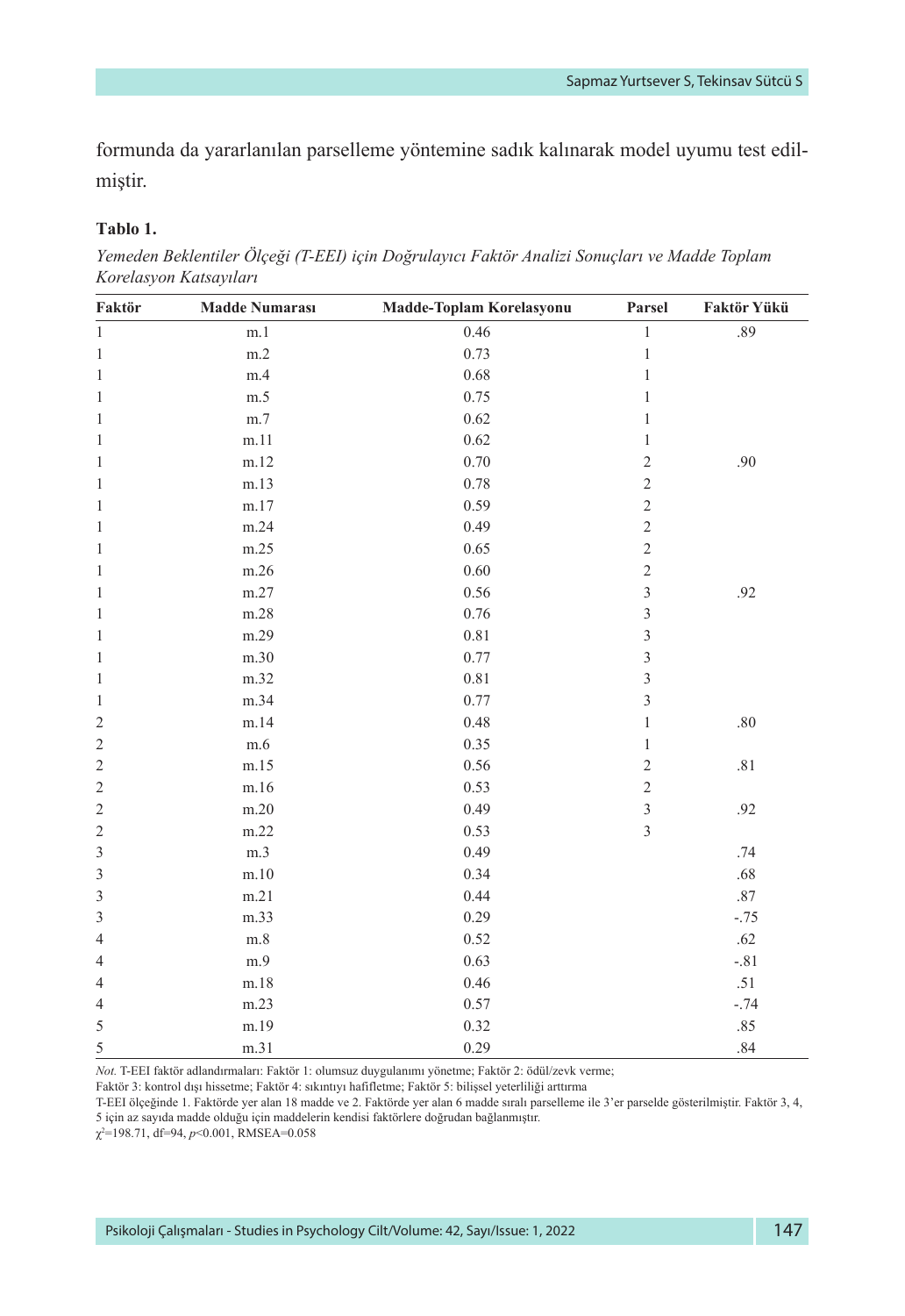formunda da yararlanılan parselleme yöntemine sadık kalınarak model uyumu test edilmiştir.

**Tablo 1.**

*Yemeden Beklentiler Ölçeği (T-EEI) için Doğrulayıcı Faktör Analizi Sonuçları ve Madde Toplam Korelasyon Katsayıları*

| Faktör | Madde Numarası | Madde-Toplam Korelasyonu | Parsel | Faktör Yükü |
|---|---|---|---|---|
| 1 | m.1 | 0.46 | 1 | .89 |
| 1 | m.2 | 0.73 | 1 | |
| 1 | m.4 | 0.68 | 1 | |
| 1 | m.5 | 0.75 | 1 | |
| 1 | m.7 | 0.62 | 1 | |
| 1 | m.11 | 0.62 | 1 | |
| 1 | m.12 | 0.70 | 2 | .90 |
| 1 | m.13 | 0.78 | 2 | |
| 1 | m.17 | 0.59 | 2 | |
| 1 | m.24 | 0.49 | 2 | |
| 1 | m.25 | 0.65 | 2 | |
| 1 | m.26 | 0.60 | 2 | |
| 1 | m.27 | 0.56 | 3 | .92 |
| 1 | m.28 | 0.76 | 3 | |
| 1 | m.29 | 0.81 | 3 | |
| 1 | m.30 | 0.77 | 3 | |
| 1 | m.32 | 0.81 | 3 | |
| 1 | m.34 | 0.77 | 3 | |
| 2 | m.14 | 0.48 | 1 | .80 |
| 2 | m.6 | 0.35 | 1 | |
| 2 | m.15 | 0.56 | 2 | .81 |
| 2 | m.16 | 0.53 | 2 | |
| 2 | m.20 | 0.49 | 3 | .92 |
| 2 | m.22 | 0.53 | 3 | |
| 3 | m.3 | 0.49 | | .74 |
| 3 | m.10 | 0.34 | | .68 |
| 3 | m.21 | 0.44 | | .87 |
| 3 | m.33 | 0.29 | | -.75 |
| 4 | m.8 | 0.52 | | .62 |
| 4 | m.9 | 0.63 | | -.81 |
| 4 | m.18 | 0.46 | | .51 |
| 4 | m.23 | 0.57 | | -.74 |
| 5 | m.19 | 0.32 | | .85 |
| 5 | m.31 | 0.29 | | .84 |

*Not.* T-EEI faktör adlandırmaları: Faktör 1: olumsuz duygulanımı yönetme; Faktör 2: ödül/zevk verme; Faktör 3: kontrol dışı hissetme; Faktör 4: sıkıntıyı hafifletme; Faktör 5: bilişsel yeterliliği arttırma

T-EEI ölçeğinde 1. Faktörde yer alan 18 madde ve 2. Faktörde yer alan 6 madde sıralı parselleme ile 3'er parselde gösterilmiştir. Faktör 3, 4, 5 için az sayıda madde olduğu için maddelerin kendisi faktörlere doğrudan bağlanmıştır.

$\chi^2$=198.71, df=94, $p$<0.001, RMSEA=0.058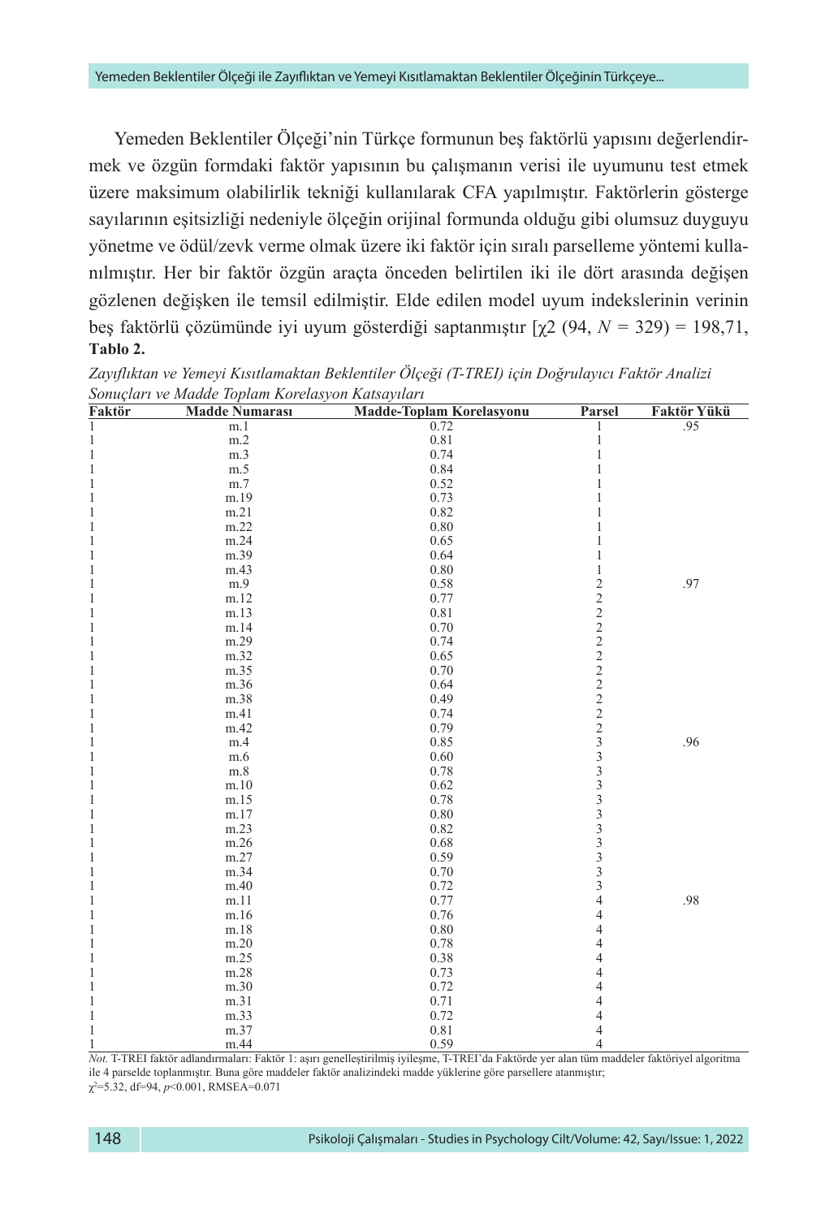Yemeden Beklentiler Ölçeği'nin Türkçe formunun beş faktörlü yapısını değerlendirmek ve özgün formdaki faktör yapısının bu çalışmanın verisi ile uyumunu test etmek üzere maksimum olabilirlik tekniği kullanılarak CFA yapılmıştır. Faktörlerin gösterge sayılarının eşitsizliği nedeniyle ölçeğin orijinal formunda olduğu gibi olumsuz duyguyu yönetme ve ödül/zevk verme olmak üzere iki faktör için sıralı parselleme yöntemi kullanılmıştır. Her bir faktör özgün araçta önceden belirtilen iki ile dört arasında değişen gözlenen değişken ile temsil edilmiştir. Elde edilen model uyum indekslerinin verinin beş faktörlü çözümünde iyi uyum gösterdiği saptanmıştır [$\chi^2$ (94, $N$ = 329) = 198,71,

**Tablo 2.**

*Zayıflıktan ve Yemeyi Kısıtlamaktan Beklentiler Ölçeği (T-TREI) için Doğrulayıcı Faktör Analizi Sonuçları ve Madde Toplam Korelasyon Katsayıları*

| Faktör | Madde Numarası | Madde-Toplam Korelasyonu | Parsel | Faktör Yükü |
|---|---|---|---|---|
| 1 | m.1 | 0.72 | 1 | .95 |
| 1 | m.2 | 0.81 | 1 | |
| 1 | m.3 | 0.74 | 1 | |
| 1 | m.5 | 0.84 | 1 | |
| 1 | m.7 | 0.52 | 1 | |
| 1 | m.19 | 0.73 | 1 | |
| 1 | m.21 | 0.82 | 1 | |
| 1 | m.22 | 0.80 | 1 | |
| 1 | m.24 | 0.65 | 1 | |
| 1 | m.39 | 0.64 | 1 | |
| 1 | m.43 | 0.80 | 1 | |
| 1 | m.9 | 0.58 | 2 | .97 |
| 1 | m.12 | 0.77 | 2 | |
| 1 | m.13 | 0.81 | 2 | |
| 1 | m.14 | 0.70 | 2 | |
| 1 | m.29 | 0.74 | 2 | |
| 1 | m.32 | 0.65 | 2 | |
| 1 | m.35 | 0.70 | 2 | |
| 1 | m.36 | 0.64 | 2 | |
| 1 | m.38 | 0.49 | 2 | |
| 1 | m.41 | 0.74 | 2 | |
| 1 | m.42 | 0.79 | 2 | |
| 1 | m.4 | 0.85 | 3 | .96 |
| 1 | m.6 | 0.60 | 3 | |
| 1 | m.8 | 0.78 | 3 | |
| 1 | m.10 | 0.62 | 3 | |
| 1 | m.15 | 0.78 | 3 | |
| 1 | m.17 | 0.80 | 3 | |
| 1 | m.23 | 0.82 | 3 | |
| 1 | m.26 | 0.68 | 3 | |
| 1 | m.27 | 0.59 | 3 | |
| 1 | m.34 | 0.70 | 3 | |
| 1 | m.40 | 0.72 | 3 | |
| 1 | m.11 | 0.77 | 4 | .98 |
| 1 | m.16 | 0.76 | 4 | |
| 1 | m.18 | 0.80 | 4 | |
| 1 | m.20 | 0.78 | 4 | |
| 1 | m.25 | 0.38 | 4 | |
| 1 | m.28 | 0.73 | 4 | |
| 1 | m.30 | 0.72 | 4 | |
| 1 | m.31 | 0.71 | 4 | |
| 1 | m.33 | 0.72 | 4 | |
| 1 | m.37 | 0.81 | 4 | |
| 1 | m.44 | 0.59 | 4 | |

*Not.* T-TREI faktör adlandırmaları: Faktör 1: aşırı genelleştirilmiş iyileşme, T-TREI'da Faktörde yer alan tüm maddeler faktöriyel algoritma ile 4 parselde toplanmıştır. Buna göre maddeler faktör analizindeki madde yüklerine göre parsellere atanmıştır;
$\chi^2$=5.32, df=94, $p$<0.001, RMSEA=0.071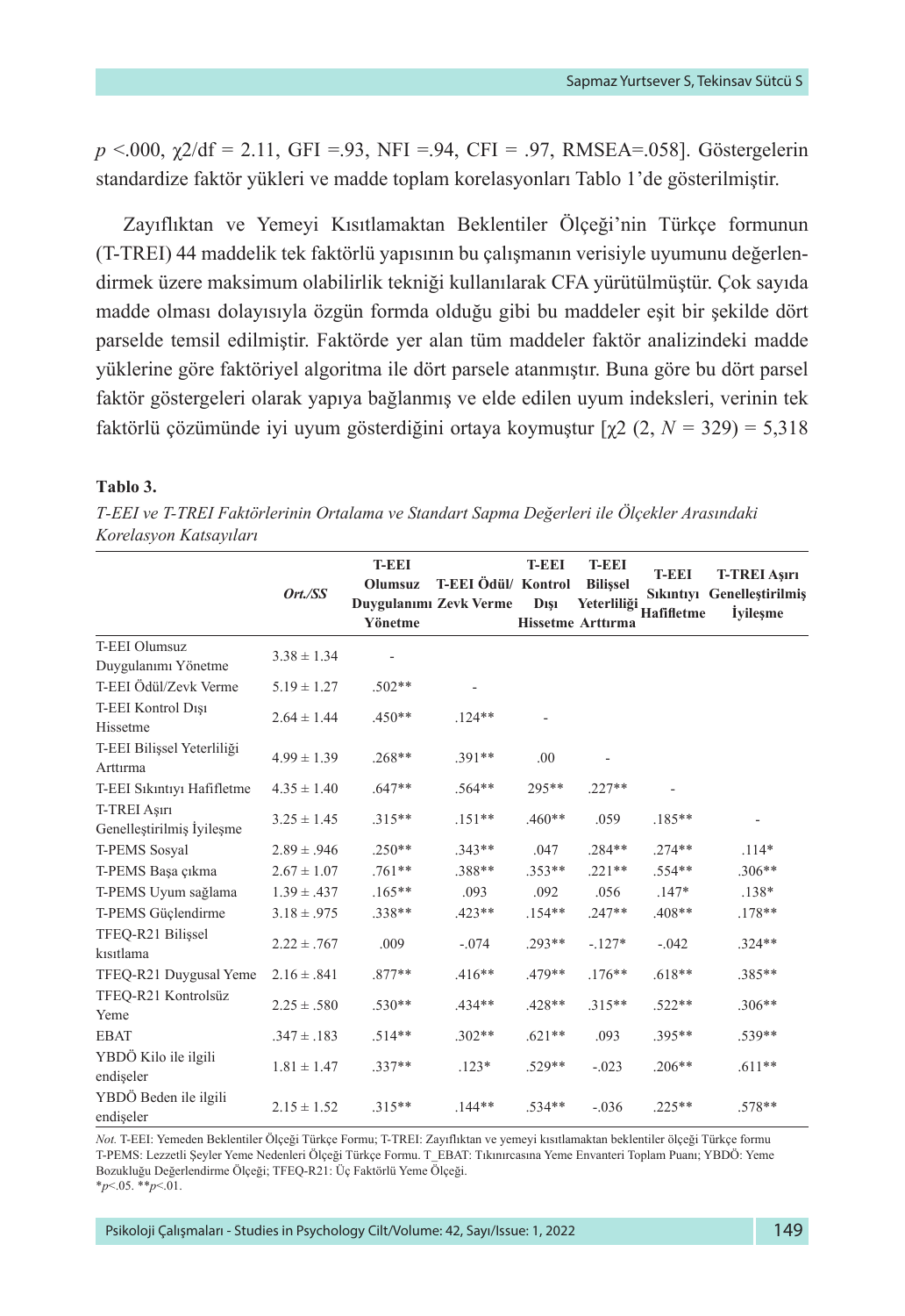$p < .000$, $\chi 2/df = 2.11$, GFI =.93, NFI =.94, CFI = .97, RMSEA=.058]. Göstergelerin standardize faktör yükleri ve madde toplam korelasyonları Tablo 1'de gösterilmiştir.

Zayıflıktan ve Yemeyi Kısıtlamaktan Beklentiler Ölçeği'nin Türkçe formunun (T-TREI) 44 maddelik tek faktörlü yapısının bu çalışmanın verisiyle uyumunu değerlendirmek üzere maksimum olabilirlik tekniği kullanılarak CFA yürütülmüştür. Çok sayıda madde olması dolayısıyla özgün formda olduğu gibi bu maddeler eşit bir şekilde dört parselde temsil edilmiştir. Faktörde yer alan tüm maddeler faktör analizindeki madde yüklerine göre faktöriyel algoritma ile dört parsele atanmıştır. Buna göre bu dört parsel faktör göstergeleri olarak yapıya bağlanmış ve elde edilen uyum indeksleri, verinin tek faktörlü çözümünde iyi uyum gösterdiğini ortaya koymuştur [$\chi 2$ (2, $N$ = 329) = 5,318

**Tablo 3.**

*T-EEI ve T-TREI Faktörlerinin Ortalama ve Standart Sapma Değerleri ile Ölçekler Arasındaki Korelasyon Katsayıları*

| | *Ort./SS* | T-EEI Olumsuz Duygulanımı Yönetme | T-EEI Ödül/ Zevk Verme | T-EEI Kontrol Dışı Hissetme | T-EEI Bilişsel Yeterliliği Arttırma | T-EEI Sıkıntıyı Hafifletme | T-TREI Aşırı Genelleştirilmiş İyileşme |
|---|---|---|---|---|---|---|---|
| T-EEI Olumsuz Duygulanımı Yönetme | 3.38 ± 1.34 | - | | | | | |
| T-EEI Ödül/Zevk Verme | 5.19 ± 1.27 | .502** | - | | | | |
| T-EEI Kontrol Dışı Hissetme | 2.64 ± 1.44 | .450** | .124** | - | | | |
| T-EEI Bilişsel Yeterliliği Arttırma | 4.99 ± 1.39 | .268** | .391** | .00 | - | | |
| T-EEI Sıkıntıyı Hafifletme | 4.35 ± 1.40 | .647** | .564** | 295** | .227** | - | |
| T-TREI Aşırı Genelleştirilmiş İyileşme | 3.25 ± 1.45 | .315** | .151** | .460** | .059 | .185** | - |
| T-PEMS Sosyal | 2.89 ± .946 | .250** | .343** | .047 | .284** | .274** | .114* |
| T-PEMS Başa çıkma | 2.67 ± 1.07 | .761** | .388** | .353** | .221** | .554** | .306** |
| T-PEMS Uyum sağlama | 1.39 ± .437 | .165** | .093 | .092 | .056 | .147* | .138* |
| T-PEMS Güçlendirme | 3.18 ± .975 | .338** | .423** | .154** | .247** | .408** | .178** |
| TFEQ-R21 Bilişsel kısıtlama | 2.22 ± .767 | .009 | -.074 | .293** | -.127* | -.042 | .324** |
| TFEQ-R21 Duygusal Yeme | 2.16 ± .841 | .877** | .416** | .479** | .176** | .618** | .385** |
| TFEQ-R21 Kontrolsüz Yeme | 2.25 ± .580 | .530** | .434** | .428** | .315** | .522** | .306** |
| EBAT | .347 ± .183 | .514** | .302** | .621** | .093 | .395** | .539** |
| YBDÖ Kilo ile ilgili endişeler | 1.81 ± 1.47 | .337** | .123* | .529** | -.023 | .206** | .611** |
| YBDÖ Beden ile ilgili endişeler | 2.15 ± 1.52 | .315** | .144** | .534** | -.036 | .225** | .578** |

*Not.* T-EEI: Yemeden Beklentiler Ölçeği Türkçe Formu; T-TREI: Zayıflıktan ve yemeyi kısıtlamaktan beklentiler ölçeği Türkçe formu T-PEMS: Lezzetli Şeyler Yeme Nedenleri Ölçeği Türkçe Formu. T_EBAT: Tıkınırcasına Yeme Envanteri Toplam Puanı; YBDÖ: Yeme Bozukluğu Değerlendirme Ölçeği; TFEQ-R21: Üç Faktörlü Yeme Ölçeği.
*$p$<.05. **$p$<.01.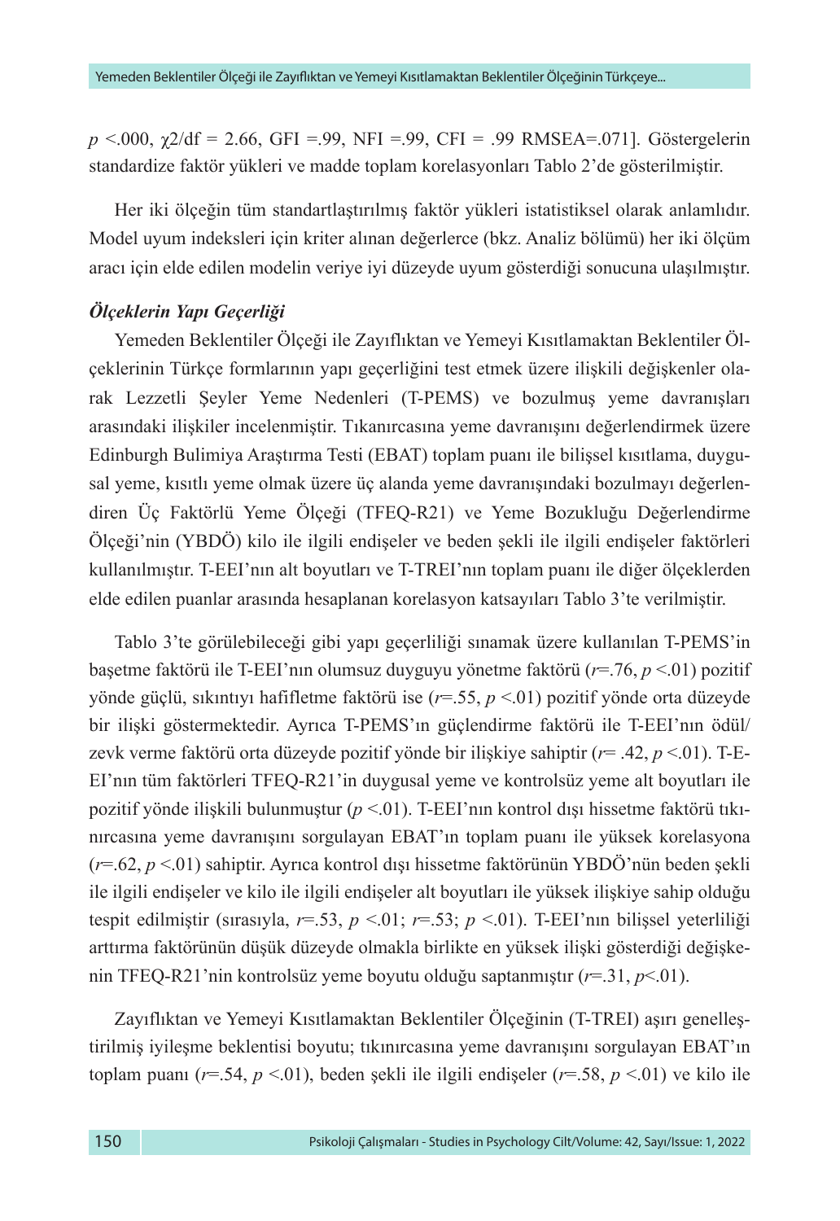$p$ <.000, $\chi 2/df$ = 2.66, GFI =.99, NFI =.99, CFI = .99 RMSEA=.071]. Göstergelerin standardize faktör yükleri ve madde toplam korelasyonları Tablo 2'de gösterilmiştir.

Her iki ölçeğin tüm standartlaştırılmış faktör yükleri istatistiksel olarak anlamlıdır. Model uyum indeksleri için kriter alınan değerlerce (bkz. Analiz bölümü) her iki ölçüm aracı için elde edilen modelin veriye iyi düzeyde uyum gösterdiği sonucuna ulaşılmıştır.

***Ölçeklerin Yapı Geçerliği***

Yemeden Beklentiler Ölçeği ile Zayıflıktan ve Yemeyi Kısıtlamaktan Beklentiler Ölçeklerinin Türkçe formlarının yapı geçerliğini test etmek üzere ilişkili değişkenler olarak Lezzetli Şeyler Yeme Nedenleri (T-PEMS) ve bozulmuş yeme davranışları arasındaki ilişkiler incelenmiştir. Tıkanırcasına yeme davranışını değerlendirmek üzere Edinburgh Bulimiya Araştırma Testi (EBAT) toplam puanı ile bilişsel kısıtlama, duygusal yeme, kısıtlı yeme olmak üzere üç alanda yeme davranışındaki bozulmayı değerlendiren Üç Faktörlü Yeme Ölçeği (TFEQ-R21) ve Yeme Bozukluğu Değerlendirme Ölçeği'nin (YBDÖ) kilo ile ilgili endişeler ve beden şekli ile ilgili endişeler faktörleri kullanılmıştır. T-EEI'nın alt boyutları ve T-TREI'nın toplam puanı ile diğer ölçeklerden elde edilen puanlar arasında hesaplanan korelasyon katsayıları Tablo 3'te verilmiştir.

Tablo 3'te görülebileceği gibi yapı geçerliliği sınamak üzere kullanılan T-PEMS'in başetme faktörü ile T-EEI'nın olumsuz duyguyu yönetme faktörü ($r$=.76, $p$ <.01) pozitif yönde güçlü, sıkıntıyı hafifletme faktörü ise ($r$=.55, $p$ <.01) pozitif yönde orta düzeyde bir ilişki göstermektedir. Ayrıca T-PEMS'ın güçlendirme faktörü ile T-EEI'nın ödül/zevk verme faktörü orta düzeyde pozitif yönde bir ilişkiye sahiptir ($r$= .42, $p$ <.01). T-EEI'nın tüm faktörleri TFEQ-R21'in duygusal yeme ve kontrolsüz yeme alt boyutları ile pozitif yönde ilişkili bulunmuştur ($p$ <.01). T-EEI'nın kontrol dışı hissetme faktörü tıkınırcasına yeme davranışını sorgulayan EBAT'ın toplam puanı ile yüksek korelasyona ($r$=.62, $p$ <.01) sahiptir. Ayrıca kontrol dışı hissetme faktörünün YBDÖ'nün beden şekli ile ilgili endişeler ve kilo ile ilgili endişeler alt boyutları ile yüksek ilişkiye sahip olduğu tespit edilmiştir (sırasıyla, $r$=.53, $p$ <.01; $r$=.53; $p$ <.01). T-EEI'nın bilişsel yeterliliği arttırma faktörünün düşük düzeyde olmakla birlikte en yüksek ilişki gösterdiği değişkenin TFEQ-R21'nin kontrolsüz yeme boyutu olduğu saptanmıştır ($r$=.31, $p$<.01).

Zayıflıktan ve Yemeyi Kısıtlamaktan Beklentiler Ölçeğinin (T-TREI) aşırı genelleştirilmiş iyileşme beklentisi boyutu; tıkınırcasına yeme davranışını sorgulayan EBAT'ın toplam puanı ($r$=.54, $p$ <.01), beden şekli ile ilgili endişeler ($r$=.58, $p$ <.01) ve kilo ile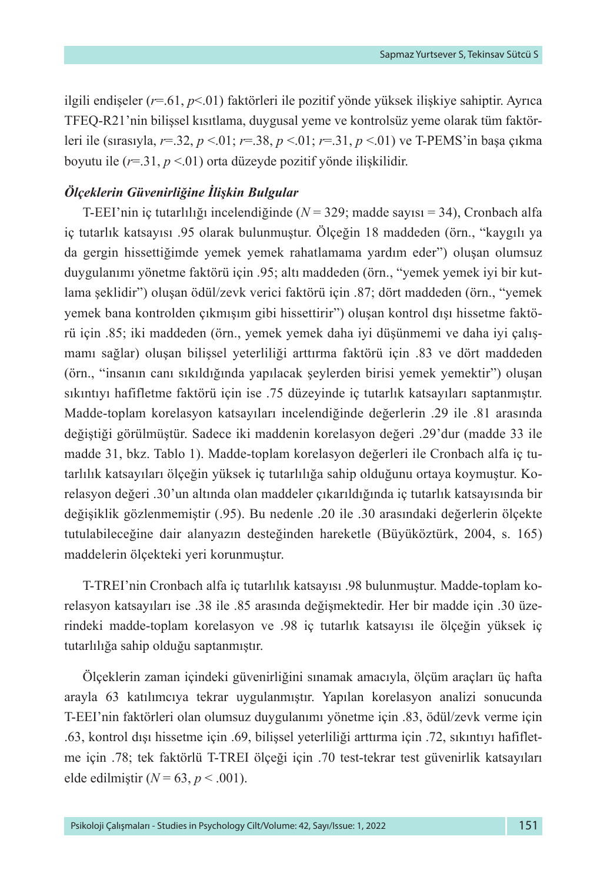ilgili endişeler ($r$=.61, $p$<.01) faktörleri ile pozitif yönde yüksek ilişkiye sahiptir. Ayrıca TFEQ-R21'nin bilişsel kısıtlama, duygusal yeme ve kontrolsüz yeme olarak tüm faktörleri ile (sırasıyla, $r$=.32, $p$ <.01; $r$=.38, $p$ <.01; $r$=.31, $p$ <.01) ve T-PEMS'in başa çıkma boyutu ile ($r$=.31, $p$ <.01) orta düzeyde pozitif yönde ilişkilidir.

***Ölçeklerin Güvenirliğine İlişkin Bulgular***

T-EEI'nin iç tutarlılığı incelendiğinde ($N$ = 329; madde sayısı = 34), Cronbach alfa iç tutarlık katsayısı .95 olarak bulunmuştur. Ölçeğin 18 maddeden (örn., "kaygılı ya da gergin hissettiğimde yemek yemek rahatlamama yardım eder") oluşan olumsuz duygulanımı yönetme faktörü için .95; altı maddeden (örn., "yemek yemek iyi bir kutlama şeklidir") oluşan ödül/zevk verici faktörü için .87; dört maddeden (örn., "yemek yemek bana kontrolden çıkmışım gibi hissettirir") oluşan kontrol dışı hissetme faktörü için .85; iki maddeden (örn., yemek yemek daha iyi düşünmemi ve daha iyi çalışmamı sağlar) oluşan bilişsel yeterliliği arttırma faktörü için .83 ve dört maddeden (örn., "insanın canı sıkıldığında yapılacak şeylerden birisi yemek yemektir") oluşan sıkıntıyı hafifletme faktörü için ise .75 düzeyinde iç tutarlık katsayıları saptanmıştır. Madde-toplam korelasyon katsayıları incelendiğinde değerlerin .29 ile .81 arasında değiştiği görülmüştür. Sadece iki maddenin korelasyon değeri .29'dur (madde 33 ile madde 31, bkz. Tablo 1). Madde-toplam korelasyon değerleri ile Cronbach alfa iç tutarlılık katsayıları ölçeğin yüksek iç tutarlılığa sahip olduğunu ortaya koymuştur. Korelasyon değeri .30'un altında olan maddeler çıkarıldığında iç tutarlık katsayısında bir değişiklik gözlenmemiştir (.95). Bu nedenle .20 ile .30 arasındaki değerlerin ölçekte tutulabileceğine dair alanyazın desteğinden hareketle (Büyüköztürk, 2004, s. 165) maddelerin ölçekteki yeri korunmuştur.

T-TREI'nin Cronbach alfa iç tutarlılık katsayısı .98 bulunmuştur. Madde-toplam korelasyon katsayıları ise .38 ile .85 arasında değişmektedir. Her bir madde için .30 üzerindeki madde-toplam korelasyon ve .98 iç tutarlık katsayısı ile ölçeğin yüksek iç tutarlılığa sahip olduğu saptanmıştır.

Ölçeklerin zaman içindeki güvenirliğini sınamak amacıyla, ölçüm araçları üç hafta arayla 63 katılımcıya tekrar uygulanmıştır. Yapılan korelasyon analizi sonucunda T-EEI'nin faktörleri olan olumsuz duygulanımı yönetme için .83, ödül/zevk verme için .63, kontrol dışı hissetme için .69, bilişsel yeterliliği arttırma için .72, sıkıntıyı hafifletme için .78; tek faktörlü T-TREI ölçeği için .70 test-tekrar test güvenirlik katsayıları elde edilmiştir ($N$ = 63, $p$ < .001).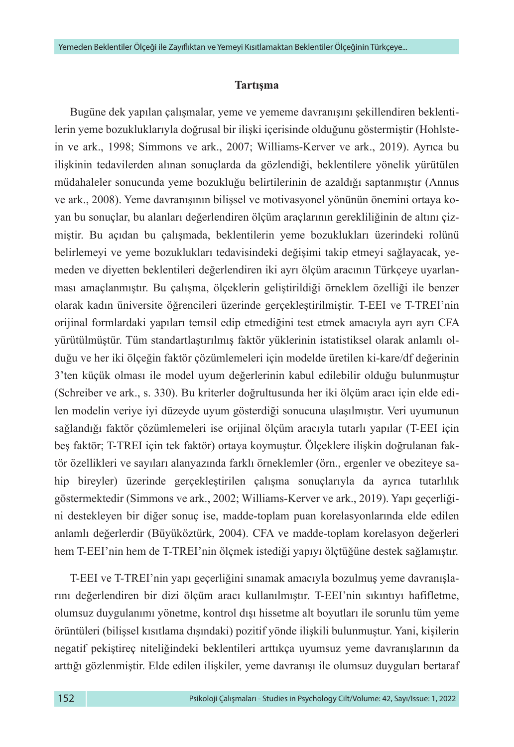## Tartışma

Bugüne dek yapılan çalışmalar, yeme ve yememe davranışını şekillendiren beklentilerin yeme bozukluklarıyla doğrusal bir ilişki içerisinde olduğunu göstermiştir (Hohlstein ve ark., 1998; Simmons ve ark., 2007; Williams-Kerver ve ark., 2019). Ayrıca bu ilişkinin tedavilerden alınan sonuçlarda da gözlendiği, beklentilere yönelik yürütülen müdahaleler sonucunda yeme bozukluğu belirtilerinin de azaldığı saptanmıştır (Annus ve ark., 2008). Yeme davranışının bilişsel ve motivasyonel yönünün önemini ortaya koyan bu sonuçlar, bu alanları değerlendiren ölçüm araçlarının gerekliliğinin de altını çizmiştir. Bu açıdan bu çalışmada, beklentilerin yeme bozuklukları üzerindeki rolünü belirlemeyi ve yeme bozuklukları tedavisindeki değişimi takip etmeyi sağlayacak, yemeden ve diyetten beklentileri değerlendiren iki ayrı ölçüm aracının Türkçeye uyarlanması amaçlanmıştır. Bu çalışma, ölçeklerin geliştirildiği örneklem özelliği ile benzer olarak kadın üniversite öğrencileri üzerinde gerçekleştirilmiştir. T-EEI ve T-TREI'nin orijinal formlardaki yapıları temsil edip etmediğini test etmek amacıyla ayrı ayrı CFA yürütülmüştür. Tüm standartlaştırılmış faktör yüklerinin istatistiksel olarak anlamlı olduğu ve her iki ölçeğin faktör çözümlemeleri için modelde üretilen ki-kare/df değerinin 3'ten küçük olması ile model uyum değerlerinin kabul edilebilir olduğu bulunmuştur (Schreiber ve ark., s. 330). Bu kriterler doğrultusunda her iki ölçüm aracı için elde edilen modelin veriye iyi düzeyde uyum gösterdiği sonucuna ulaşılmıştır. Veri uyumunun sağlandığı faktör çözümlemeleri ise orijinal ölçüm aracıyla tutarlı yapılar (T-EEI için beş faktör; T-TREI için tek faktör) ortaya koymuştur. Ölçeklere ilişkin doğrulanan faktör özellikleri ve sayıları alanyazında farklı örneklemler (örn., ergenler ve obeziteye sahip bireyler) üzerinde gerçekleştirilen çalışma sonuçlarıyla da ayrıca tutarlılık göstermektedir (Simmons ve ark., 2002; Williams-Kerver ve ark., 2019). Yapı geçerliğini destekleyen bir diğer sonuç ise, madde-toplam puan korelasyonlarında elde edilen anlamlı değerlerdir (Büyüköztürk, 2004). CFA ve madde-toplam korelasyon değerleri hem T-EEI'nin hem de T-TREI'nin ölçmek istediği yapıyı ölçtüğüne destek sağlamıştır.

T-EEI ve T-TREI'nin yapı geçerliğini sınamak amacıyla bozulmuş yeme davranışlarını değerlendiren bir dizi ölçüm aracı kullanılmıştır. T-EEI'nin sıkıntıyı hafifletme, olumsuz duygulanımı yönetme, kontrol dışı hissetme alt boyutları ile sorunlu tüm yeme örüntüleri (bilişsel kısıtlama dışındaki) pozitif yönde ilişkili bulunmuştur. Yani, kişilerin negatif pekiştireç niteliğindeki beklentileri arttıkça uyumsuz yeme davranışlarının da arttığı gözlenmiştir. Elde edilen ilişkiler, yeme davranışı ile olumsuz duyguları bertaraf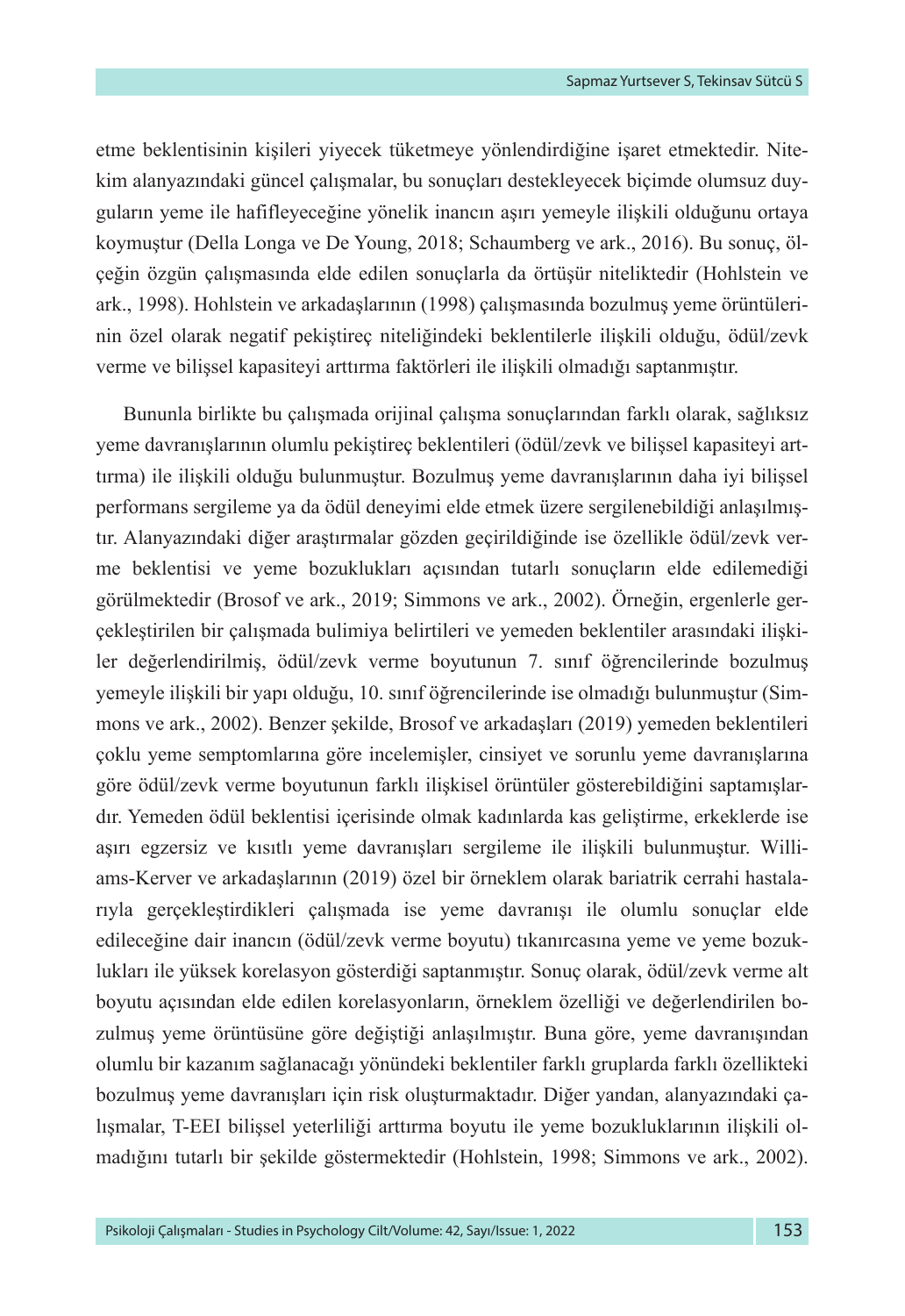etme beklentisinin kişileri yiyecek tüketmeye yönlendirdiğine işaret etmektedir. Nitekim alanyazındaki güncel çalışmalar, bu sonuçları destekleyecek biçimde olumsuz duyguların yeme ile hafifleyeceğine yönelik inancın aşırı yemeyle ilişkili olduğunu ortaya koymuştur (Della Longa ve De Young, 2018; Schaumberg ve ark., 2016). Bu sonuç, ölçeğin özgün çalışmasında elde edilen sonuçlarla da örtüşür niteliktedir (Hohlstein ve ark., 1998). Hohlstein ve arkadaşlarının (1998) çalışmasında bozulmuş yeme örüntülerinin özel olarak negatif pekiştireç niteliğindeki beklentilerle ilişkili olduğu, ödül/zevk verme ve bilişsel kapasiteyi arttırma faktörleri ile ilişkili olmadığı saptanmıştır.

Bununla birlikte bu çalışmada orijinal çalışma sonuçlarından farklı olarak, sağlıksız yeme davranışlarının olumlu pekiştireç beklentileri (ödül/zevk ve bilişsel kapasiteyi arttırma) ile ilişkili olduğu bulunmuştur. Bozulmuş yeme davranışlarının daha iyi bilişsel performans sergileme ya da ödül deneyimi elde etmek üzere sergilenebildiği anlaşılmıştır. Alanyazındaki diğer araştırmalar gözden geçirildiğinde ise özellikle ödül/zevk verme beklentisi ve yeme bozuklukları açısından tutarlı sonuçların elde edilemediği görülmektedir (Brosof ve ark., 2019; Simmons ve ark., 2002). Örneğin, ergenlerle gerçekleştirilen bir çalışmada bulimiya belirtileri ve yemeden beklentiler arasındaki ilişkiler değerlendirilmiş, ödül/zevk verme boyutunun 7. sınıf öğrencilerinde bozulmuş yemeyle ilişkili bir yapı olduğu, 10. sınıf öğrencilerinde ise olmadığı bulunmuştur (Simmons ve ark., 2002). Benzer şekilde, Brosof ve arkadaşları (2019) yemeden beklentileri çoklu yeme semptomlarına göre incelemişler, cinsiyet ve sorunlu yeme davranışlarına göre ödül/zevk verme boyutunun farklı ilişkisel örüntüler gösterebildiğini saptamışlardır. Yemeden ödül beklentisi içerisinde olmak kadınlarda kas geliştirme, erkeklerde ise aşırı egzersiz ve kısıtlı yeme davranışları sergileme ile ilişkili bulunmuştur. Williams-Kerver ve arkadaşlarının (2019) özel bir örneklem olarak bariatrik cerrahi hastalarıyla gerçekleştirdikleri çalışmada ise yeme davranışı ile olumlu sonuçlar elde edileceğine dair inancın (ödül/zevk verme boyutu) tıkanırcasına yeme ve yeme bozuklukları ile yüksek korelasyon gösterdiği saptanmıştır. Sonuç olarak, ödül/zevk verme alt boyutu açısından elde edilen korelasyonların, örneklem özelliği ve değerlendirilen bozulmuş yeme örüntüsüne göre değiştiği anlaşılmıştır. Buna göre, yeme davranışından olumlu bir kazanım sağlanacağı yönündeki beklentiler farklı gruplarda farklı özellikteki bozulmuş yeme davranışları için risk oluşturmaktadır. Diğer yandan, alanyazındaki çalışmalar, T-EEI bilişsel yeterliliği arttırma boyutu ile yeme bozukluklarının ilişkili olmadığını tutarlı bir şekilde göstermektedir (Hohlstein, 1998; Simmons ve ark., 2002).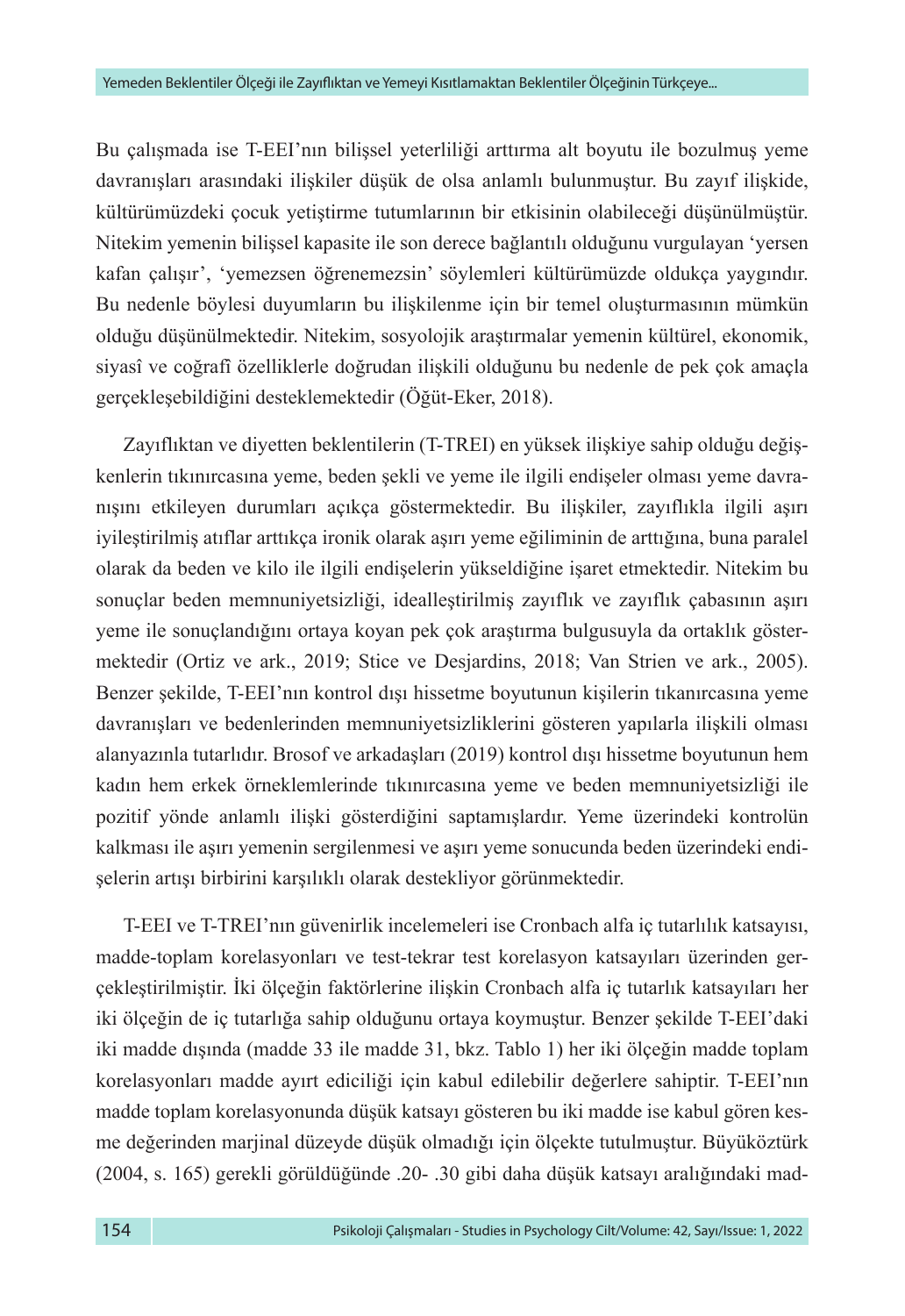Bu çalışmada ise T-EEI'nın bilişsel yeterliliği arttırma alt boyutu ile bozulmuş yeme davranışları arasındaki ilişkiler düşük de olsa anlamlı bulunmuştur. Bu zayıf ilişkide, kültürümüzdeki çocuk yetiştirme tutumlarının bir etkisinin olabileceği düşünülmüştür. Nitekim yemenin bilişsel kapasite ile son derece bağlantılı olduğunu vurgulayan 'yersen kafan çalışır', 'yemezsen öğrenemezsin' söylemleri kültürümüzde oldukça yaygındır. Bu nedenle böylesi duyumların bu ilişkilenme için bir temel oluşturmasının mümkün olduğu düşünülmektedir. Nitekim, sosyolojik araştırmalar yemenin kültürel, ekonomik, siyasî ve coğrafî özelliklerle doğrudan ilişkili olduğunu bu nedenle de pek çok amaçla gerçekleşebildiğini desteklemektedir (Öğüt-Eker, 2018).

Zayıflıktan ve diyetten beklentilerin (T-TREI) en yüksek ilişkiye sahip olduğu değişkenlerin tıkınırcasına yeme, beden şekli ve yeme ile ilgili endişeler olması yeme davranışını etkileyen durumları açıkça göstermektedir. Bu ilişkiler, zayıflıkla ilgili aşırı iyileştirilmiş atıflar arttıkça ironik olarak aşırı yeme eğiliminin de arttığına, buna paralel olarak da beden ve kilo ile ilgili endişelerin yükseldiğine işaret etmektedir. Nitekim bu sonuçlar beden memnuniyetsizliği, idealleştirilmiş zayıflık ve zayıflık çabasının aşırı yeme ile sonuçlandığını ortaya koyan pek çok araştırma bulgusuyla da ortaklık göstermektedir (Ortiz ve ark., 2019; Stice ve Desjardins, 2018; Van Strien ve ark., 2005). Benzer şekilde, T-EEI'nın kontrol dışı hissetme boyutunun kişilerin tıkanırcasına yeme davranışları ve bedenlerinden memnuniyetsizliklerini gösteren yapılarla ilişkili olması alanyazınla tutarlıdır. Brosof ve arkadaşları (2019) kontrol dışı hissetme boyutunun hem kadın hem erkek örneklemlerinde tıkınırcasına yeme ve beden memnuniyetsizliği ile pozitif yönde anlamlı ilişki gösterdiğini saptamışlardır. Yeme üzerindeki kontrolün kalkması ile aşırı yemenin sergilenmesi ve aşırı yeme sonucunda beden üzerindeki endişelerin artışı birbirini karşılıklı olarak destekliyor görünmektedir.

T-EEI ve T-TREI'nın güvenirlik incelemeleri ise Cronbach alfa iç tutarlılık katsayısı, madde-toplam korelasyonları ve test-tekrar test korelasyon katsayıları üzerinden gerçekleştirilmiştir. İki ölçeğin faktörlerine ilişkin Cronbach alfa iç tutarlık katsayıları her iki ölçeğin de iç tutarlığa sahip olduğunu ortaya koymuştur. Benzer şekilde T-EEI'daki iki madde dışında (madde 33 ile madde 31, bkz. Tablo 1) her iki ölçeğin madde toplam korelasyonları madde ayırt ediciliği için kabul edilebilir değerlere sahiptir. T-EEI'nın madde toplam korelasyonunda düşük katsayı gösteren bu iki madde ise kabul gören kesme değerinden marjinal düzeyde düşük olmadığı için ölçekte tutulmuştur. Büyüköztürk (2004, s. 165) gerekli görüldüğünde .20- .30 gibi daha düşük katsayı aralığındaki mad-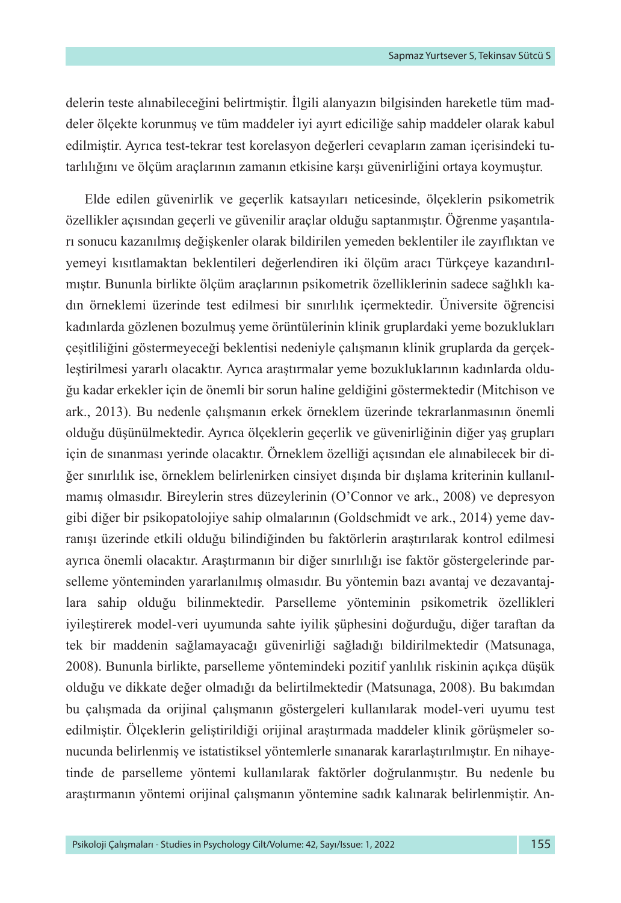delerin teste alınabileceğini belirtmiştir. İlgili alanyazın bilgisinden hareketle tüm maddeler ölçekte korunmuş ve tüm maddeler iyi ayırt ediciliğe sahip maddeler olarak kabul edilmiştir. Ayrıca test-tekrar test korelasyon değerleri cevapların zaman içerisindeki tutarlılığını ve ölçüm araçlarının zamanın etkisine karşı güvenirliğini ortaya koymuştur.

Elde edilen güvenirlik ve geçerlik katsayıları neticesinde, ölçeklerin psikometrik özellikler açısından geçerli ve güvenilir araçlar olduğu saptanmıştır. Öğrenme yaşantıları sonucu kazanılmış değişkenler olarak bildirilen yemeden beklentiler ile zayıflıktan ve yemeyi kısıtlamaktan beklentileri değerlendiren iki ölçüm aracı Türkçeye kazandırılmıştır. Bununla birlikte ölçüm araçlarının psikometrik özelliklerinin sadece sağlıklı kadın örneklemi üzerinde test edilmesi bir sınırlılık içermektedir. Üniversite öğrencisi kadınlarda gözlenen bozulmuş yeme örüntülerinin klinik gruplardaki yeme bozuklukları çeşitliliğini göstermeyeceği beklentisi nedeniyle çalışmanın klinik gruplarda da gerçekleştirilmesi yararlı olacaktır. Ayrıca araştırmalar yeme bozukluklarının kadınlarda olduğu kadar erkekler için de önemli bir sorun haline geldiğini göstermektedir (Mitchison ve ark., 2013). Bu nedenle çalışmanın erkek örneklem üzerinde tekrarlanmasının önemli olduğu düşünülmektedir. Ayrıca ölçeklerin geçerlik ve güvenirliğinin diğer yaş grupları için de sınanması yerinde olacaktır. Örneklem özelliği açısından ele alınabilecek bir diğer sınırlılık ise, örneklem belirlenirken cinsiyet dışında bir dışlama kriterinin kullanılmamış olmasıdır. Bireylerin stres düzeylerinin (O'Connor ve ark., 2008) ve depresyon gibi diğer bir psikopatolojiye sahip olmalarının (Goldschmidt ve ark., 2014) yeme davranışı üzerinde etkili olduğu bilindiğinden bu faktörlerin araştırılarak kontrol edilmesi ayrıca önemli olacaktır. Araştırmanın bir diğer sınırlılığı ise faktör göstergelerinde parselleme yönteminden yararlanılmış olmasıdır. Bu yöntemin bazı avantaj ve dezavantajlara sahip olduğu bilinmektedir. Parselleme yönteminin psikometrik özellikleri iyileştirerek model-veri uyumunda sahte iyilik şüphesini doğurduğu, diğer taraftan da tek bir maddenin sağlamayacağı güvenirliği sağladığı bildirilmektedir (Matsunaga, 2008). Bununla birlikte, parselleme yöntemindeki pozitif yanlılık riskinin açıkça düşük olduğu ve dikkate değer olmadığı da belirtilmektedir (Matsunaga, 2008). Bu bakımdan bu çalışmada da orijinal çalışmanın göstergeleri kullanılarak model-veri uyumu test edilmiştir. Ölçeklerin geliştirildiği orijinal araştırmada maddeler klinik görüşmeler sonucunda belirlenmiş ve istatistiksel yöntemlerle sınanarak kararlaştırılmıştır. En nihayetinde de parselleme yöntemi kullanılarak faktörler doğrulanmıştır. Bu nedenle bu araştırmanın yöntemi orijinal çalışmanın yöntemine sadık kalınarak belirlenmiştir. An-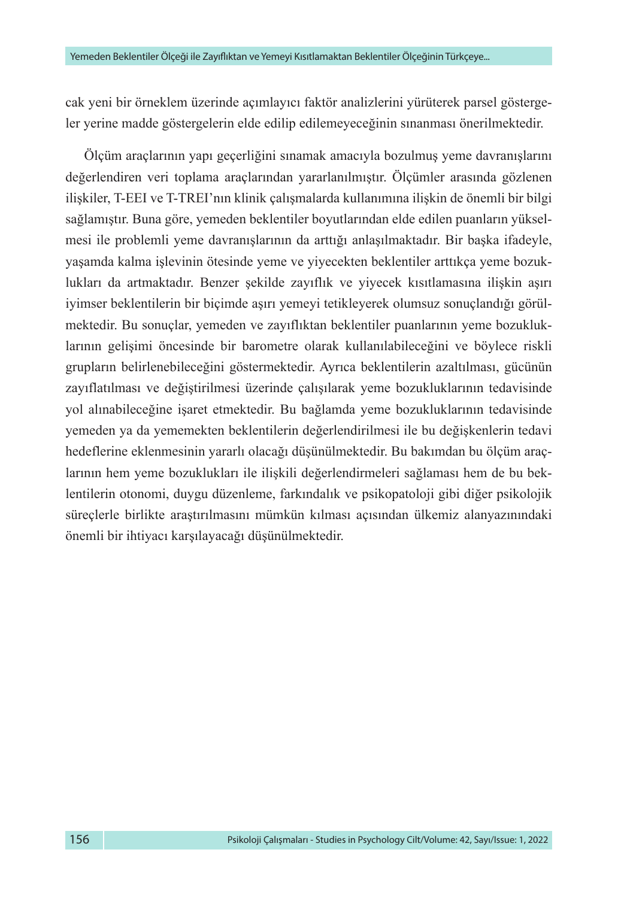cak yeni bir örneklem üzerinde açımlayıcı faktör analizlerini yürüterek parsel göstergeler yerine madde göstergelerin elde edilip edilemeyeceğinin sınanması önerilmektedir.

Ölçüm araçlarının yapı geçerliğini sınamak amacıyla bozulmuş yeme davranışlarını değerlendiren veri toplama araçlarından yararlanılmıştır. Ölçümler arasında gözlenen ilişkiler, T-EEI ve T-TREI'nın klinik çalışmalarda kullanımına ilişkin de önemli bir bilgi sağlamıştır. Buna göre, yemeden beklentiler boyutlarından elde edilen puanların yükselmesi ile problemli yeme davranışlarının da arttığı anlaşılmaktadır. Bir başka ifadeyle, yaşamda kalma işlevinin ötesinde yeme ve yiyecekten beklentiler arttıkça yeme bozuklukları da artmaktadır. Benzer şekilde zayıflık ve yiyecek kısıtlamasına ilişkin aşırı iyimser beklentilerin bir biçimde aşırı yemeyi tetikleyerek olumsuz sonuçlandığı görülmektedir. Bu sonuçlar, yemeden ve zayıflıktan beklentiler puanlarının yeme bozukluklarının gelişimi öncesinde bir barometre olarak kullanılabileceğini ve böylece riskli grupların belirlenebileceğini göstermektedir. Ayrıca beklentilerin azaltılması, gücünün zayıflatılması ve değiştirilmesi üzerinde çalışılarak yeme bozukluklarının tedavisinde yol alınabileceğine işaret etmektedir. Bu bağlamda yeme bozukluklarının tedavisinde yemeden ya da yememekten beklentilerin değerlendirilmesi ile bu değişkenlerin tedavi hedeflerine eklenmesinin yararlı olacağı düşünülmektedir. Bu bakımdan bu ölçüm araçlarının hem yeme bozuklukları ile ilişkili değerlendirmeleri sağlaması hem de bu beklentilerin otonomi, duygu düzenleme, farkındalık ve psikopatoloji gibi diğer psikolojik süreçlerle birlikte araştırılmasını mümkün kılması açısından ülkemiz alanyazınındaki önemli bir ihtiyacı karşılayacağı düşünülmektedir.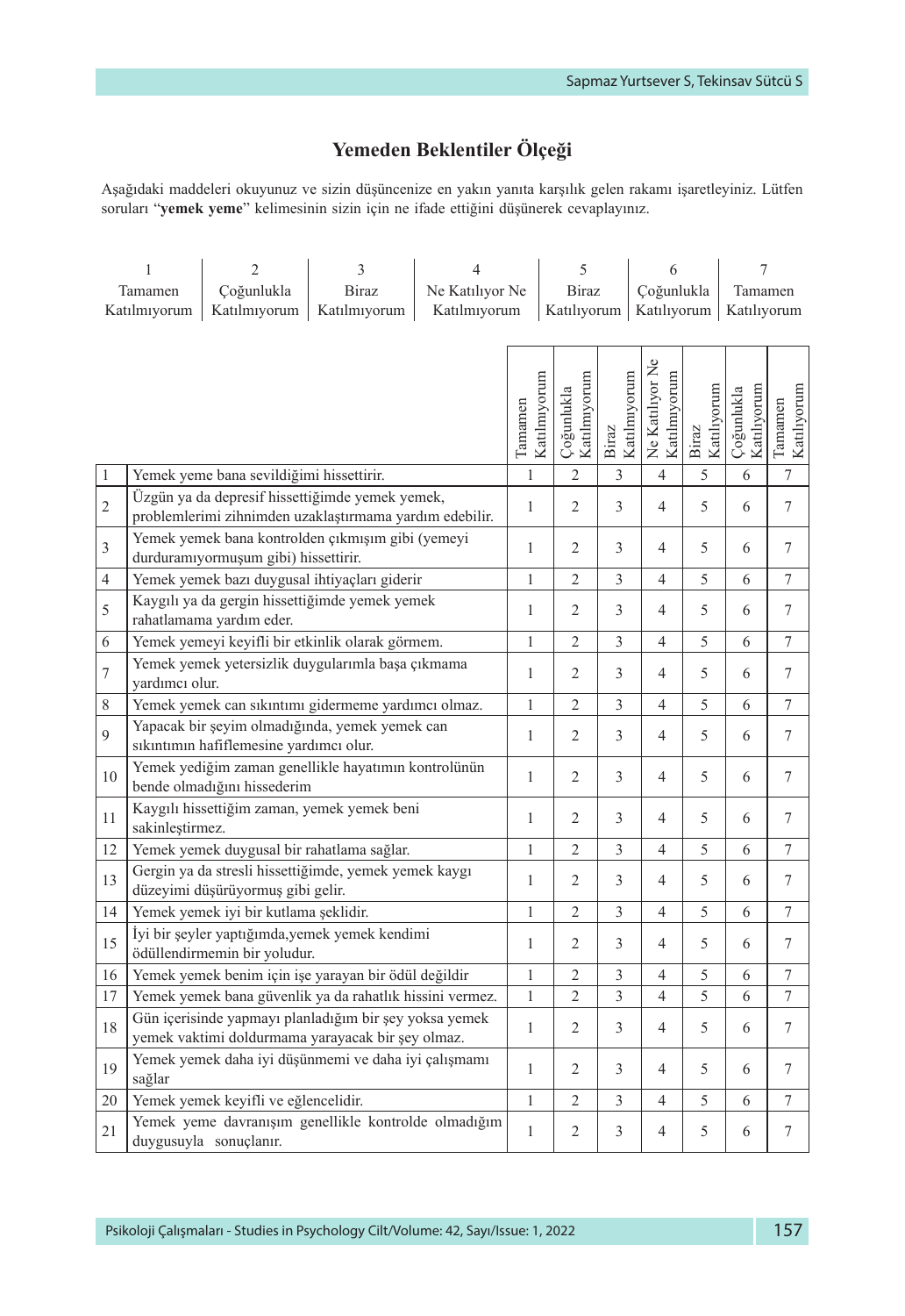## Yemeden Beklentiler Ölçeği

Aşağıdaki maddeleri okuyunuz ve sizin düşüncenize en yakın yanıta karşılık gelen rakamı işaretleyiniz. Lütfen soruları "**yemek yeme**" kelimesinin sizin için ne ifade ettiğini düşünerek cevaplayınız.

| 1 | 2 | 3 | 4 | 5 | 6 | 7 |
|---|---|---|---|---|---|---|
| Tamamen Katılmıyorum | Çoğunlukla Katılmıyorum | Biraz Katılmıyorum | Ne Katılıyor Ne Katılmıyorum | Biraz Katılıyorum | Çoğunlukla Katılıyorum | Tamamen Katılıyorum |

| | | Tamamen Katılmıyorum | Çoğunlukla Katılmıyorum | Biraz Katılmıyorum | Ne Katılıyor Ne Katılmıyorum | Biraz Katılıyorum | Çoğunlukla Katılıyorum | Tamamen Katılıyorum |
|---|---|---|---|---|---|---|---|---|
| 1 | Yemek yeme bana sevildiğimi hissettirir. | 1 | 2 | 3 | 4 | 5 | 6 | 7 |
| 2 | Üzgün ya da depresif hissettiğimde yemek yemek, problemlerimi zihnimden uzaklaştırmama yardım edebilir. | 1 | 2 | 3 | 4 | 5 | 6 | 7 |
| 3 | Yemek yemek bana kontrolden çıkmışım gibi (yemeyi durduramıyormuşum gibi) hissettirir. | 1 | 2 | 3 | 4 | 5 | 6 | 7 |
| 4 | Yemek yemek bazı duygusal ihtiyaçları giderir | 1 | 2 | 3 | 4 | 5 | 6 | 7 |
| 5 | Kaygılı ya da gergin hissettiğimde yemek yemek rahatlamama yardım eder. | 1 | 2 | 3 | 4 | 5 | 6 | 7 |
| 6 | Yemek yemeyi keyifli bir etkinlik olarak görmem. | 1 | 2 | 3 | 4 | 5 | 6 | 7 |
| 7 | Yemek yemek yetersizlik duygularımla başa çıkmama yardımcı olur. | 1 | 2 | 3 | 4 | 5 | 6 | 7 |
| 8 | Yemek yemek can sıkıntımı gidermeme yardımcı olmaz. | 1 | 2 | 3 | 4 | 5 | 6 | 7 |
| 9 | Yapacak bir şeyim olmadığında, yemek yemek can sıkıntımın hafiflemesine yardımcı olur. | 1 | 2 | 3 | 4 | 5 | 6 | 7 |
| 10 | Yemek yediğim zaman genellikle hayatımın kontrolünün bende olmadığını hissederim | 1 | 2 | 3 | 4 | 5 | 6 | 7 |
| 11 | Kaygılı hissettiğim zaman, yemek yemek beni sakinleştirmez. | 1 | 2 | 3 | 4 | 5 | 6 | 7 |
| 12 | Yemek yemek duygusal bir rahatlama sağlar. | 1 | 2 | 3 | 4 | 5 | 6 | 7 |
| 13 | Gergin ya da stresli hissettiğimde, yemek yemek kaygı düzeyimi düşürüyormuş gibi gelir. | 1 | 2 | 3 | 4 | 5 | 6 | 7 |
| 14 | Yemek yemek iyi bir kutlama şeklidir. | 1 | 2 | 3 | 4 | 5 | 6 | 7 |
| 15 | İyi bir şeyler yaptığımda,yemek yemek kendimi ödüllendirmemin bir yoludur. | 1 | 2 | 3 | 4 | 5 | 6 | 7 |
| 16 | Yemek yemek benim için işe yarayan bir ödül değildir | 1 | 2 | 3 | 4 | 5 | 6 | 7 |
| 17 | Yemek yemek bana güvenlik ya da rahatlık hissini vermez. | 1 | 2 | 3 | 4 | 5 | 6 | 7 |
| 18 | Gün içerisinde yapmayı planladığım bir şey yoksa yemek yemek vaktimi doldurmama yarayacak bir şey olmaz. | 1 | 2 | 3 | 4 | 5 | 6 | 7 |
| 19 | Yemek yemek daha iyi düşünmemi ve daha iyi çalışmamı sağlar | 1 | 2 | 3 | 4 | 5 | 6 | 7 |
| 20 | Yemek yemek keyifli ve eğlencelidir. | 1 | 2 | 3 | 4 | 5 | 6 | 7 |
| 21 | Yemek yeme davranışım genellikle kontrolde olmadığım duygusuyla sonuçlanır. | 1 | 2 | 3 | 4 | 5 | 6 | 7 |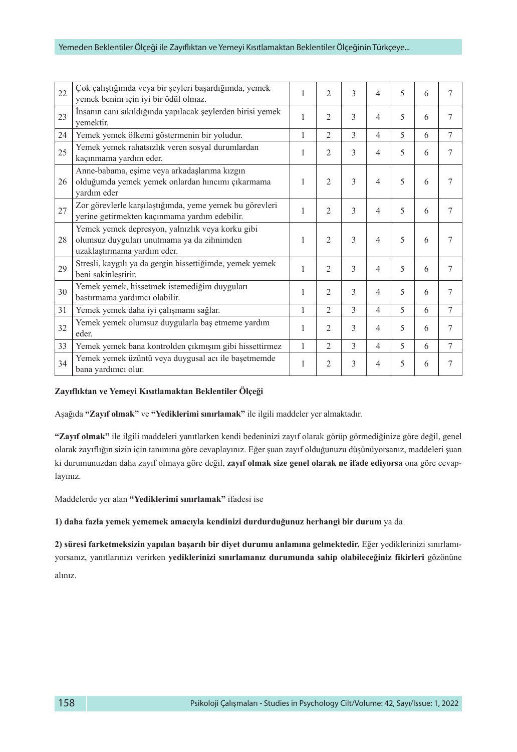| | | | | | | | | |
|---|---|---|---|---|---|---|---|---|
| 22 | Çok çalıştığımda veya bir şeyleri başardığımda, yemek yemek benim için iyi bir ödül olmaz. | 1 | 2 | 3 | 4 | 5 | 6 | 7 |
| 23 | İnsanın canı sıkıldığında yapılacak şeylerden birisi yemek yemektir. | 1 | 2 | 3 | 4 | 5 | 6 | 7 |
| 24 | Yemek yemek öfkemi göstermenin bir yoludur. | 1 | 2 | 3 | 4 | 5 | 6 | 7 |
| 25 | Yemek yemek rahatsızlık veren sosyal durumlardan kaçınmama yardım eder. | 1 | 2 | 3 | 4 | 5 | 6 | 7 |
| 26 | Anne-babama, eşime veya arkadaşlarıma kızgın olduğumda yemek yemek onlardan hıncımı çıkarmama yardım eder | 1 | 2 | 3 | 4 | 5 | 6 | 7 |
| 27 | Zor görevlerle karşılaştığımda, yeme yemek bu görevleri yerine getirmekten kaçınmama yardım edebilir. | 1 | 2 | 3 | 4 | 5 | 6 | 7 |
| 28 | Yemek yemek depresyon, yalnızlık veya korku gibi olumsuz duyguları unutmama ya da zihnimden uzaklaştırmama yardım eder. | 1 | 2 | 3 | 4 | 5 | 6 | 7 |
| 29 | Stresli, kaygılı ya da gergin hissettiğimde, yemek yemek beni sakinleştirir. | 1 | 2 | 3 | 4 | 5 | 6 | 7 |
| 30 | Yemek yemek, hissetmek istemediğim duyguları bastırmama yardımcı olabilir. | 1 | 2 | 3 | 4 | 5 | 6 | 7 |
| 31 | Yemek yemek daha iyi çalışmamı sağlar. | 1 | 2 | 3 | 4 | 5 | 6 | 7 |
| 32 | Yemek yemek olumsuz duygularla baş etmeme yardım eder. | 1 | 2 | 3 | 4 | 5 | 6 | 7 |
| 33 | Yemek yemek bana kontrolden çıkmışım gibi hissettirmez | 1 | 2 | 3 | 4 | 5 | 6 | 7 |
| 34 | Yemek yemek üzüntü veya duygusal acı ile başetmemde bana yardımcı olur. | 1 | 2 | 3 | 4 | 5 | 6 | 7 |

**Zayıflıktan ve Yemeyi Kısıtlamaktan Beklentiler Ölçeği**

Aşağıda **"Zayıf olmak"** ve **"Yediklerimi sınırlamak"** ile ilgili maddeler yer almaktadır.

**"Zayıf olmak"** ile ilgili maddeleri yanıtlarken kendi bedeninizi zayıf olarak görüp görmediğinize göre değil, genel olarak zayıflığın sizin için tanımına göre cevaplayınız. Eğer şuan zayıf olduğunuzu düşünüyorsanız, maddeleri şuan ki durumunuzdan daha zayıf olmaya göre değil, **zayıf olmak size genel olarak ne ifade ediyorsa** ona göre cevaplayınız.

Maddelerde yer alan **"Yediklerimi sınırlamak"** ifadesi ise

**1) daha fazla yemek yememek amacıyla kendinizi durdurduğunuz herhangi bir durum** ya da

**2) süresi farketmeksizin yapılan başarılı bir diyet durumu anlamına gelmektedir.** Eğer yediklerinizi sınırlamıyorsanız, yanıtlarınızı verirken **yediklerinizi sınırlamanız durumunda sahip olabileceğiniz fikirleri** gözönüne alınız.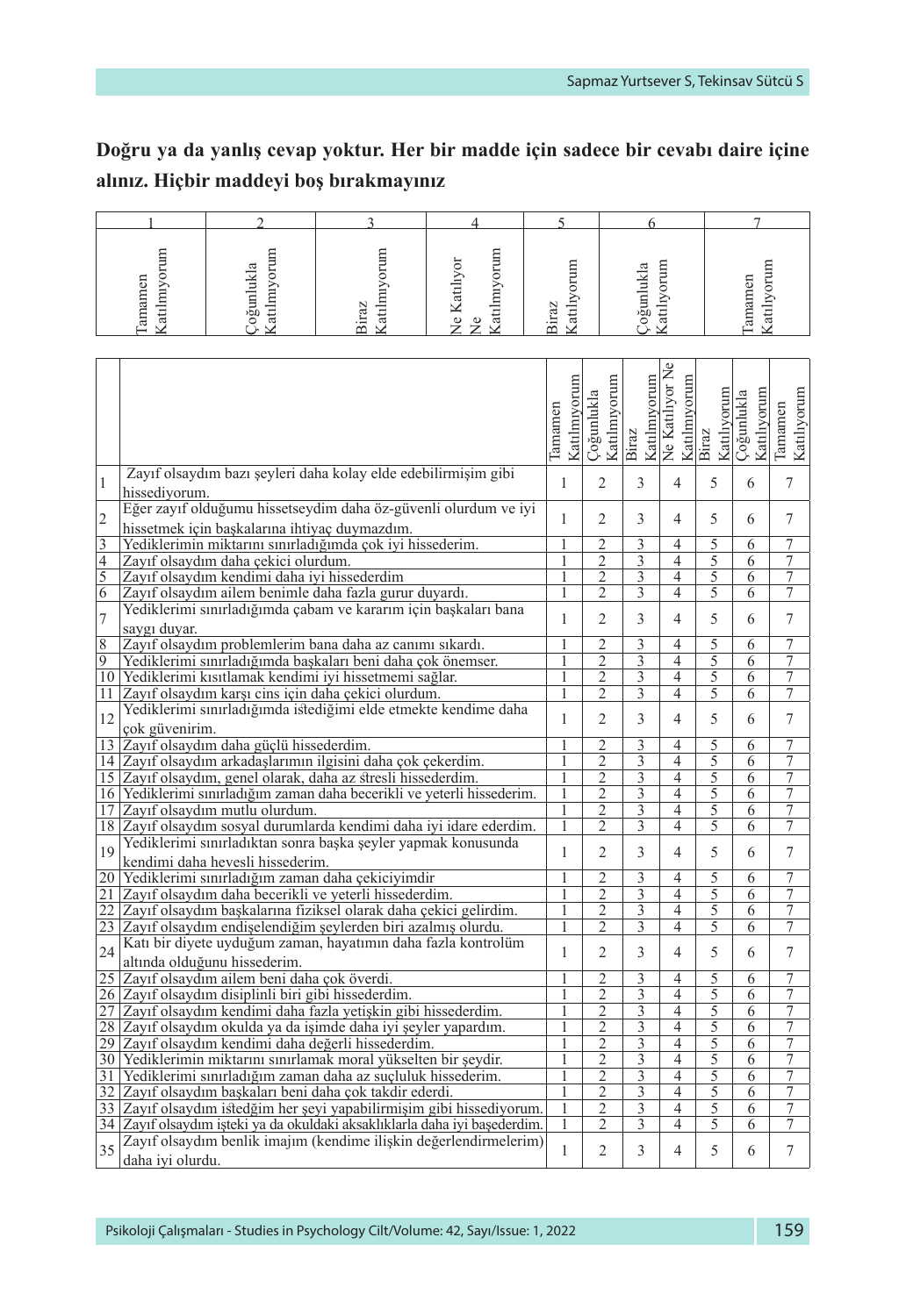**Doğru ya da yanlış cevap yoktur. Her bir madde için sadece bir cevabı daire içine alınız. Hiçbir maddeyi boş bırakmayınız**

| 1 | 2 | 3 | 4 | 5 | 6 | 7 |
|---|---|---|---|---|---|---|
| Tamamen Katılmıyorum | Çoğunlukla Katılmıyorum | Biraz Katılmıyorum | Ne Katılıyor Ne Katılmıyorum | Biraz Katılıyorum | Çoğunlukla Katılıyorum | Tamamen Katılıyorum |

| | | Tamamen Katılmıyorum | Çoğunlukla Katılmıyorum | Biraz Katılmıyorum | Ne Katılıyor Ne Katılmıyorum | Biraz Katılıyorum | Çoğunlukla Katılıyorum | Tamamen Katılıyorum |
|---|---|---|---|---|---|---|---|---|
| 1 | Zayıf olsaydım bazı şeyleri daha kolay elde edebilirmişim gibi hissediyorum. | 1 | 2 | 3 | 4 | 5 | 6 | 7 |
| 2 | Eğer zayıf olduğumu hissetseydim daha öz-güvenli olurdum ve iyi hissetmek için başkalarına ihtiyaç duymazdım. | 1 | 2 | 3 | 4 | 5 | 6 | 7 |
| 3 | Yediklerimin miktarını sınırladığımda çok iyi hissederim. | 1 | 2 | 3 | 4 | 5 | 6 | 7 |
| 4 | Zayıf olsaydım daha çekici olurdum. | 1 | 2 | 3 | 4 | 5 | 6 | 7 |
| 5 | Zayıf olsaydım kendimi daha iyi hissederdim | 1 | 2 | 3 | 4 | 5 | 6 | 7 |
| 6 | Zayıf olsaydım ailem benimle daha fazla gurur duyardı. | 1 | 2 | 3 | 4 | 5 | 6 | 7 |
| 7 | Yediklerimi sınırladığımda çabam ve kararım için başkaları bana saygı duyar. | 1 | 2 | 3 | 4 | 5 | 6 | 7 |
| 8 | Zayıf olsaydım problemlerim bana daha az canımı sıkardı. | 1 | 2 | 3 | 4 | 5 | 6 | 7 |
| 9 | Yediklerimi sınırladığımda başkaları beni daha çok önemser. | 1 | 2 | 3 | 4 | 5 | 6 | 7 |
| 10 | Yediklerimi kısıtlamak kendimi iyi hissetmemi sağlar. | 1 | 2 | 3 | 4 | 5 | 6 | 7 |
| 11 | Zayıf olsaydım karşı cins için daha çekici olurdum. | 1 | 2 | 3 | 4 | 5 | 6 | 7 |
| 12 | Yediklerimi sınırladığımda istediğimi elde etmekte kendime daha çok güvenirim. | 1 | 2 | 3 | 4 | 5 | 6 | 7 |
| 13 | Zayıf olsaydım daha güçlü hissederdim. | 1 | 2 | 3 | 4 | 5 | 6 | 7 |
| 14 | Zayıf olsaydım arkadaşlarımın ilgisini daha çok çekerdim. | 1 | 2 | 3 | 4 | 5 | 6 | 7 |
| 15 | Zayıf olsaydım, genel olarak, daha az stresli hissederdim. | 1 | 2 | 3 | 4 | 5 | 6 | 7 |
| 16 | Yediklerimi sınırladığım zaman daha becerikli ve yeterli hissederim. | 1 | 2 | 3 | 4 | 5 | 6 | 7 |
| 17 | Zayıf olsaydım mutlu olurdum. | 1 | 2 | 3 | 4 | 5 | 6 | 7 |
| 18 | Zayıf olsaydım sosyal durumlarda kendimi daha iyi idare ederdim. | 1 | 2 | 3 | 4 | 5 | 6 | 7 |
| 19 | Yediklerimi sınırladıktan sonra başka şeyler yapmak konusunda kendimi daha hevesli hissederim. | 1 | 2 | 3 | 4 | 5 | 6 | 7 |
| 20 | Yediklerimi sınırladığım zaman daha çekiciyimdir | 1 | 2 | 3 | 4 | 5 | 6 | 7 |
| 21 | Zayıf olsaydım daha becerikli ve yeterli hissederdim. | 1 | 2 | 3 | 4 | 5 | 6 | 7 |
| 22 | Zayıf olsaydım başkalarına fiziksel olarak daha çekici gelirdim. | 1 | 2 | 3 | 4 | 5 | 6 | 7 |
| 23 | Zayıf olsaydım endişelendiğim şeylerden biri azalmış olurdu. | 1 | 2 | 3 | 4 | 5 | 6 | 7 |
| 24 | Katı bir diyete uyduğum zaman, hayatımın daha fazla kontrolüm altında olduğunu hissederim. | 1 | 2 | 3 | 4 | 5 | 6 | 7 |
| 25 | Zayıf olsaydım ailem beni daha çok överdi. | 1 | 2 | 3 | 4 | 5 | 6 | 7 |
| 26 | Zayıf olsaydım disiplinli biri gibi hissederdim. | 1 | 2 | 3 | 4 | 5 | 6 | 7 |
| 27 | Zayıf olsaydım kendimi daha fazla yetişkin gibi hissederdim. | 1 | 2 | 3 | 4 | 5 | 6 | 7 |
| 28 | Zayıf olsaydım okulda ya da işimde daha iyi şeyler yapardım. | 1 | 2 | 3 | 4 | 5 | 6 | 7 |
| 29 | Zayıf olsaydım kendimi daha değerli hissederdim. | 1 | 2 | 3 | 4 | 5 | 6 | 7 |
| 30 | Yediklerimin miktarını sınırlamak moral yükselten bir şeydir. | 1 | 2 | 3 | 4 | 5 | 6 | 7 |
| 31 | Yediklerimi sınırladığım zaman daha az suçluluk hissederim. | 1 | 2 | 3 | 4 | 5 | 6 | 7 |
| 32 | Zayıf olsaydım başkaları beni daha çok takdir ederdi. | 1 | 2 | 3 | 4 | 5 | 6 | 7 |
| 33 | Zayıf olsaydım istedğim her şeyi yapabilirmişim gibi hissediyorum. | 1 | 2 | 3 | 4 | 5 | 6 | 7 |
| 34 | Zayıf olsaydım işteki ya da okuldaki aksaklıklarla daha iyi başederdim. | 1 | 2 | 3 | 4 | 5 | 6 | 7 |
| 35 | Zayıf olsaydım benlik imajım (kendime ilişkin değerlendirmelerim) daha iyi olurdu. | 1 | 2 | 3 | 4 | 5 | 6 | 7 |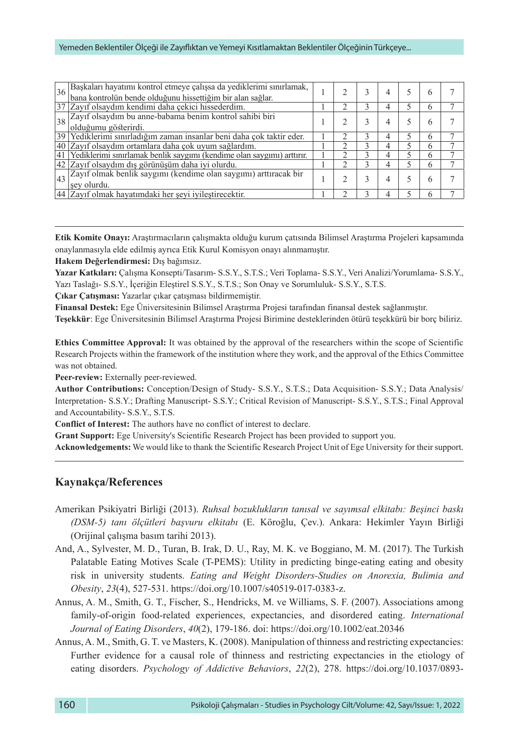| | | | | | | | | |
|---|---|---|---|---|---|---|---|---|
| 36 | Başkaları hayatımı kontrol etmeye çalışsa da yediklerimi sınırlamak, bana kontrolün bende olduğunu hissettiğim bir alan sağlar. | 1 | 2 | 3 | 4 | 5 | 6 | 7 |
| 37 | Zayıf olsaydım kendimi daha çekici hissederdim. | 1 | 2 | 3 | 4 | 5 | 6 | 7 |
| 38 | Zayıf olsaydım bu anne-babama benim kontrol sahibi biri olduğumu gösterirdi. | 1 | 2 | 3 | 4 | 5 | 6 | 7 |
| 39 | Yediklerimi sınırladığım zaman insanlar beni daha çok taktir eder. | 1 | 2 | 3 | 4 | 5 | 6 | 7 |
| 40 | Zayıf olsaydım ortamlara daha çok uyum sağlardım. | 1 | 2 | 3 | 4 | 5 | 6 | 7 |
| 41 | Yediklerimi sınırlamak benlik saygımı (kendime olan saygımı) arttırır. | 1 | 2 | 3 | 4 | 5 | 6 | 7 |
| 42 | Zayıf olsaydım dış görünüşüm daha iyi olurdu. | 1 | 2 | 3 | 4 | 5 | 6 | 7 |
| 43 | Zayıf olmak benlik saygımı (kendime olan saygımı) arttıracak bir şey olurdu. | 1 | 2 | 3 | 4 | 5 | 6 | 7 |
| 44 | Zayıf olmak hayatımdaki her şeyi iyileştirecektir. | 1 | 2 | 3 | 4 | 5 | 6 | 7 |

**Etik Komite Onayı:** Araştırmacıların çalışmakta olduğu kurum çatısında Bilimsel Araştırma Projeleri kapsamında onaylanmasıyla elde edilmiş ayrıca Etik Kurul Komisyon onayı alınmamıştır.

**Hakem Değerlendirmesi:** Dış bağımsız.

**Yazar Katkıları:** Çalışma Konsepti/Tasarım- S.S.Y., S.T.S.; Veri Toplama- S.S.Y., Veri Analizi/Yorumlama- S.S.Y., Yazı Taslağı- S.S.Y., İçeriğin Eleştirel S.S.Y., S.T.S.; Son Onay ve Sorumluluk- S.S.Y., S.T.S.

**Çıkar Çatışması:** Yazarlar çıkar çatışması bildirmemiştir.

**Finansal Destek:** Ege Üniversitesinin Bilimsel Araştırma Projesi tarafından finansal destek sağlanmıştır.

**Teşekkür**: Ege Üniversitesinin Bilimsel Araştırma Projesi Birimine desteklerinden ötürü teşekkürü bir borç biliriz.

**Ethics Committee Approval:** It was obtained by the approval of the researchers within the scope of Scientific Research Projects within the framework of the institution where they work, and the approval of the Ethics Committee was not obtained.

**Peer-review:** Externally peer-reviewed.

**Author Contributions:** Conception/Design of Study- S.S.Y., S.T.S.; Data Acquisition- S.S.Y.; Data Analysis/ Interpretation- S.S.Y.; Drafting Manuscript- S.S.Y.; Critical Revision of Manuscript- S.S.Y., S.T.S.; Final Approval and Accountability- S.S.Y., S.T.S.

**Conflict of Interest:** The authors have no conflict of interest to declare.

**Grant Support:** Ege University's Scientific Research Project has been provided to support you.

**Acknowledgements:** We would like to thank the Scientific Research Project Unit of Ege University for their support.

## Kaynakça/References

Amerikan Psikiyatri Birliği (2013). *Ruhsal bozuklukların tanısal ve sayımsal elkitabı: Beşinci baskı (DSM-5) tanı ölçütleri başvuru elkitabı* (E. Köroğlu, Çev.). Ankara: Hekimler Yayın Birliği (Orijinal çalışma basım tarihi 2013).

And, A., Sylvester, M. D., Turan, B. Irak, D. U., Ray, M. K. ve Boggiano, M. M. (2017). The Turkish Palatable Eating Motives Scale (T-PEMS): Utility in predicting binge-eating eating and obesity risk in university students. *Eating and Weight Disorders-Studies on Anorexia, Bulimia and Obesity*, *23*(4), 527-531. https://doi.org/10.1007/s40519-017-0383-z.

Annus, A. M., Smith, G. T., Fischer, S., Hendricks, M. ve Williams, S. F. (2007). Associations among family-of-origin food-related experiences, expectancies, and disordered eating. *International Journal of Eating Disorders*, *40*(2), 179-186. doi: https://doi.org/10.1002/eat.20346

Annus, A. M., Smith, G. T. ve Masters, K. (2008). Manipulation of thinness and restricting expectancies: Further evidence for a causal role of thinness and restricting expectancies in the etiology of eating disorders. *Psychology of Addictive Behaviors*, *22*(2), 278. https://doi.org/10.1037/0893-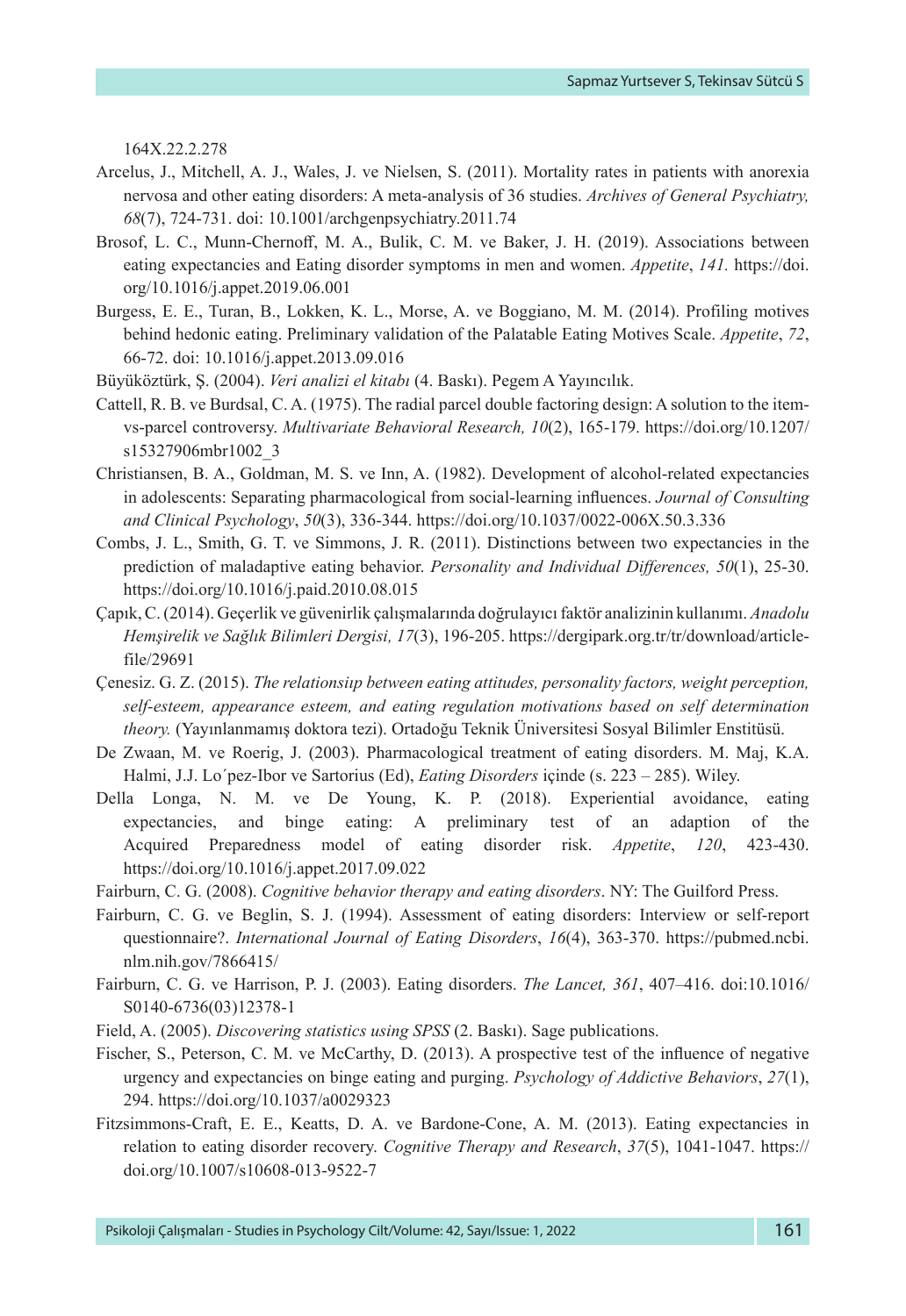164X.22.2.278

Arcelus, J., Mitchell, A. J., Wales, J. ve Nielsen, S. (2011). Mortality rates in patients with anorexia nervosa and other eating disorders: A meta-analysis of 36 studies. *Archives of General Psychiatry, 68*(7), 724-731. doi: 10.1001/archgenpsychiatry.2011.74

Brosof, L. C., Munn-Chernoff, M. A., Bulik, C. M. ve Baker, J. H. (2019). Associations between eating expectancies and Eating disorder symptoms in men and women. *Appetite*, *141.* https://doi.org/10.1016/j.appet.2019.06.001

Burgess, E. E., Turan, B., Lokken, K. L., Morse, A. ve Boggiano, M. M. (2014). Profiling motives behind hedonic eating. Preliminary validation of the Palatable Eating Motives Scale. *Appetite*, *72*, 66-72. doi: 10.1016/j.appet.2013.09.016

Büyüköztürk, Ş. (2004). *Veri analizi el kitabı* (4. Baskı). Pegem A Yayıncılık.

Cattell, R. B. ve Burdsal, C. A. (1975). The radial parcel double factoring design: A solution to the item-vs-parcel controversy. *Multivariate Behavioral Research, 10*(2), 165-179. https://doi.org/10.1207/s15327906mbr1002_3

Christiansen, B. A., Goldman, M. S. ve Inn, A. (1982). Development of alcohol-related expectancies in adolescents: Separating pharmacological from social-learning influences. *Journal of Consulting and Clinical Psychology*, *50*(3), 336-344. https://doi.org/10.1037/0022-006X.50.3.336

Combs, J. L., Smith, G. T. ve Simmons, J. R. (2011). Distinctions between two expectancies in the prediction of maladaptive eating behavior. *Personality and Individual Differences, 50*(1), 25-30. https://doi.org/10.1016/j.paid.2010.08.015

Çapık, C. (2014). Geçerlik ve güvenirlik çalışmalarında doğrulayıcı faktör analizinin kullanımı. *Anadolu Hemşirelik ve Sağlık Bilimleri Dergisi, 17*(3), 196-205. https://dergipark.org.tr/tr/download/article-file/29691

Çenesiz. G. Z. (2015). *The relationsip between eating attitudes, personality factors, weight perception, self-esteem, appearance esteem, and eating regulation motivations based on self determination theory.* (Yayınlanmamış doktora tezi). Ortadoğu Teknik Üniversitesi Sosyal Bilimler Enstitüsü.

De Zwaan, M. ve Roerig, J. (2003). Pharmacological treatment of eating disorders. M. Maj, K.A. Halmi, J.J. Lo´pez-Ibor ve Sartorius (Ed), *Eating Disorders* içinde (s. 223 – 285). Wiley.

Della Longa, N. M. ve De Young, K. P. (2018). Experiential avoidance, eating expectancies, and binge eating: A preliminary test of an adaption of the Acquired Preparedness model of eating disorder risk. *Appetite*, *120*, 423-430. https://doi.org/10.1016/j.appet.2017.09.022

Fairburn, C. G. (2008). *Cognitive behavior therapy and eating disorders*. NY: The Guilford Press.

Fairburn, C. G. ve Beglin, S. J. (1994). Assessment of eating disorders: Interview or self-report questionnaire?. *International Journal of Eating Disorders*, *16*(4), 363-370. https://pubmed.ncbi.nlm.nih.gov/7866415/

Fairburn, C. G. ve Harrison, P. J. (2003). Eating disorders. *The Lancet, 361*, 407–416. doi:10.1016/S0140-6736(03)12378-1

Field, A. (2005). *Discovering statistics using SPSS* (2. Baskı). Sage publications.

Fischer, S., Peterson, C. M. ve McCarthy, D. (2013). A prospective test of the influence of negative urgency and expectancies on binge eating and purging. *Psychology of Addictive Behaviors*, *27*(1), 294. https://doi.org/10.1037/a0029323

Fitzsimmons-Craft, E. E., Keatts, D. A. ve Bardone-Cone, A. M. (2013). Eating expectancies in relation to eating disorder recovery. *Cognitive Therapy and Research*, *37*(5), 1041-1047. https://doi.org/10.1007/s10608-013-9522-7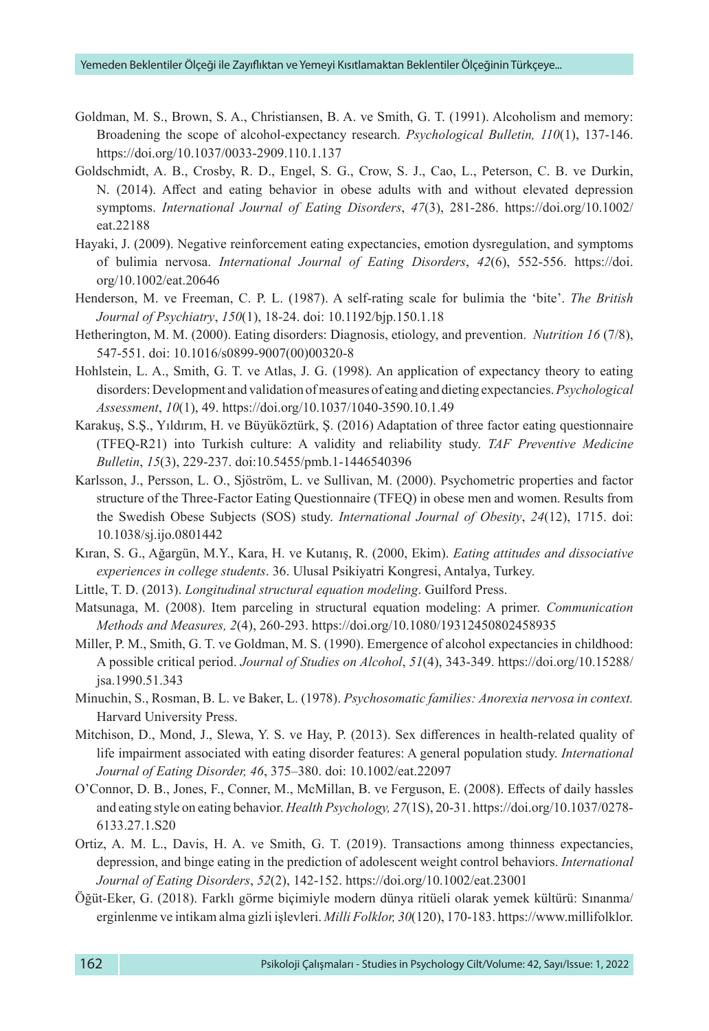Goldman, M. S., Brown, S. A., Christiansen, B. A. ve Smith, G. T. (1991). Alcoholism and memory: Broadening the scope of alcohol-expectancy research. *Psychological Bulletin, 110*(1), 137-146. https://doi.org/10.1037/0033-2909.110.1.137

Goldschmidt, A. B., Crosby, R. D., Engel, S. G., Crow, S. J., Cao, L., Peterson, C. B. ve Durkin, N. (2014). Affect and eating behavior in obese adults with and without elevated depression symptoms. *International Journal of Eating Disorders*, *47*(3), 281-286. https://doi.org/10.1002/eat.22188

Hayaki, J. (2009). Negative reinforcement eating expectancies, emotion dysregulation, and symptoms of bulimia nervosa. *International Journal of Eating Disorders*, *42*(6), 552-556. https://doi.org/10.1002/eat.20646

Henderson, M. ve Freeman, C. P. L. (1987). A self-rating scale for bulimia the 'bite'. *The British Journal of Psychiatry*, *150*(1), 18-24. doi: 10.1192/bjp.150.1.18

Hetherington, M. M. (2000). Eating disorders: Diagnosis, etiology, and prevention. *Nutrition 16* (7/8), 547-551. doi: 10.1016/s0899-9007(00)00320-8

Hohlstein, L. A., Smith, G. T. ve Atlas, J. G. (1998). An application of expectancy theory to eating disorders: Development and validation of measures of eating and dieting expectancies. *Psychological Assessment*, *10*(1), 49. https://doi.org/10.1037/1040-3590.10.1.49

Karakuş, S.Ş., Yıldırım, H. ve Büyüköztürk, Ş. (2016) Adaptation of three factor eating questionnaire (TFEQ-R21) into Turkish culture: A validity and reliability study. *TAF Preventive Medicine Bulletin*, *15*(3), 229-237. doi:10.5455/pmb.1-1446540396

Karlsson, J., Persson, L. O., Sjöström, L. ve Sullivan, M. (2000). Psychometric properties and factor structure of the Three-Factor Eating Questionnaire (TFEQ) in obese men and women. Results from the Swedish Obese Subjects (SOS) study. *International Journal of Obesity*, *24*(12), 1715. doi: 10.1038/sj.ijo.0801442

Kıran, S. G., Ağargün, M.Y., Kara, H. ve Kutanış, R. (2000, Ekim). *Eating attitudes and dissociative experiences in college students*. 36. Ulusal Psikiyatri Kongresi, Antalya, Turkey.

Little, T. D. (2013). *Longitudinal structural equation modeling*. Guilford Press.

Matsunaga, M. (2008). Item parceling in structural equation modeling: A primer. *Communication Methods and Measures, 2*(4), 260-293. https://doi.org/10.1080/19312450802458935

Miller, P. M., Smith, G. T. ve Goldman, M. S. (1990). Emergence of alcohol expectancies in childhood: A possible critical period. *Journal of Studies on Alcohol*, *51*(4), 343-349. https://doi.org/10.15288/jsa.1990.51.343

Minuchin, S., Rosman, B. L. ve Baker, L. (1978). *Psychosomatic families: Anorexia nervosa in context.* Harvard University Press.

Mitchison, D., Mond, J., Slewa, Y. S. ve Hay, P. (2013). Sex differences in health-related quality of life impairment associated with eating disorder features: A general population study. *International Journal of Eating Disorder, 46*, 375–380. doi: 10.1002/eat.22097

O'Connor, D. B., Jones, F., Conner, M., McMillan, B. ve Ferguson, E. (2008). Effects of daily hassles and eating style on eating behavior. *Health Psychology, 27*(1S), 20-31. https://doi.org/10.1037/0278-6133.27.1.S20

Ortiz, A. M. L., Davis, H. A. ve Smith, G. T. (2019). Transactions among thinness expectancies, depression, and binge eating in the prediction of adolescent weight control behaviors. *International Journal of Eating Disorders*, *52*(2), 142-152. https://doi.org/10.1002/eat.23001

Öğüt-Eker, G. (2018). Farklı görme biçimiyle modern dünya ritüeli olarak yemek kültürü: Sınanma/erginlenme ve intikam alma gizli işlevleri. *Milli Folklor, 30*(120), 170-183. https://www.millifolklor.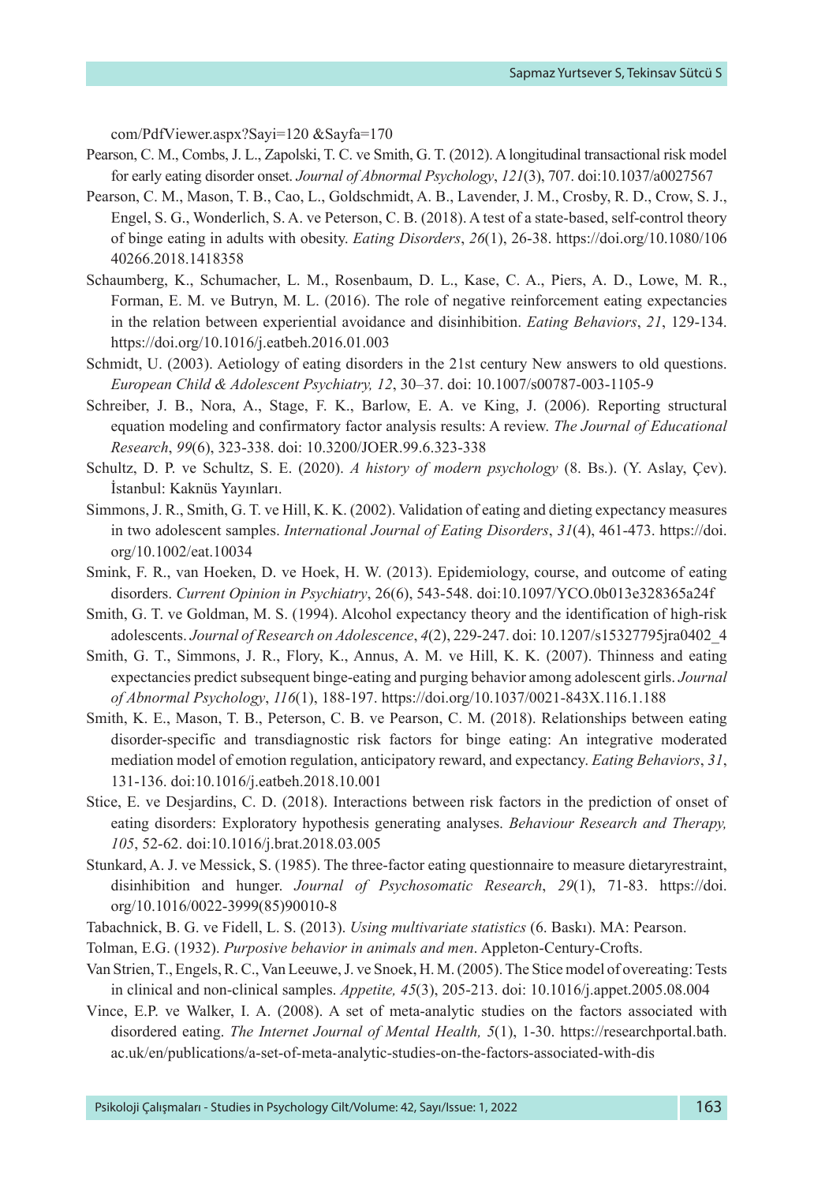com/PdfViewer.aspx?Sayi=120 &Sayfa=170

Pearson, C. M., Combs, J. L., Zapolski, T. C. ve Smith, G. T. (2012). A longitudinal transactional risk model for early eating disorder onset. *Journal of Abnormal Psychology*, *121*(3), 707. doi:10.1037/a0027567

Pearson, C. M., Mason, T. B., Cao, L., Goldschmidt, A. B., Lavender, J. M., Crosby, R. D., Crow, S. J., Engel, S. G., Wonderlich, S. A. ve Peterson, C. B. (2018). A test of a state-based, self-control theory of binge eating in adults with obesity. *Eating Disorders*, *26*(1), 26-38. https://doi.org/10.1080/10640266.2018.1418358

Schaumberg, K., Schumacher, L. M., Rosenbaum, D. L., Kase, C. A., Piers, A. D., Lowe, M. R., Forman, E. M. ve Butryn, M. L. (2016). The role of negative reinforcement eating expectancies in the relation between experiential avoidance and disinhibition. *Eating Behaviors*, *21*, 129-134. https://doi.org/10.1016/j.eatbeh.2016.01.003

Schmidt, U. (2003). Aetiology of eating disorders in the 21st century New answers to old questions. *European Child & Adolescent Psychiatry, 12*, 30–37. doi: 10.1007/s00787-003-1105-9

Schreiber, J. B., Nora, A., Stage, F. K., Barlow, E. A. ve King, J. (2006). Reporting structural equation modeling and confirmatory factor analysis results: A review. *The Journal of Educational Research*, *99*(6), 323-338. doi: 10.3200/JOER.99.6.323-338

Schultz, D. P. ve Schultz, S. E. (2020). *A history of modern psychology* (8. Bs.). (Y. Aslay, Çev). İstanbul: Kaknüs Yayınları.

Simmons, J. R., Smith, G. T. ve Hill, K. K. (2002). Validation of eating and dieting expectancy measures in two adolescent samples. *International Journal of Eating Disorders*, *31*(4), 461-473. https://doi.org/10.1002/eat.10034

Smink, F. R., van Hoeken, D. ve Hoek, H. W. (2013). Epidemiology, course, and outcome of eating disorders. *Current Opinion in Psychiatry*, 26(6), 543-548. doi:10.1097/YCO.0b013e328365a24f

Smith, G. T. ve Goldman, M. S. (1994). Alcohol expectancy theory and the identification of high-risk adolescents. *Journal of Research on Adolescence*, *4*(2), 229-247. doi: 10.1207/s15327795jra0402_4

Smith, G. T., Simmons, J. R., Flory, K., Annus, A. M. ve Hill, K. K. (2007). Thinness and eating expectancies predict subsequent binge-eating and purging behavior among adolescent girls. *Journal of Abnormal Psychology*, *116*(1), 188-197. https://doi.org/10.1037/0021-843X.116.1.188

Smith, K. E., Mason, T. B., Peterson, C. B. ve Pearson, C. M. (2018). Relationships between eating disorder-specific and transdiagnostic risk factors for binge eating: An integrative moderated mediation model of emotion regulation, anticipatory reward, and expectancy. *Eating Behaviors*, *31*, 131-136. doi:10.1016/j.eatbeh.2018.10.001

Stice, E. ve Desjardins, C. D. (2018). Interactions between risk factors in the prediction of onset of eating disorders: Exploratory hypothesis generating analyses. *Behaviour Research and Therapy, 105*, 52-62. doi:10.1016/j.brat.2018.03.005

Stunkard, A. J. ve Messick, S. (1985). The three-factor eating questionnaire to measure dietaryrestraint, disinhibition and hunger. *Journal of Psychosomatic Research*, *29*(1), 71-83. https://doi.org/10.1016/0022-3999(85)90010-8

Tabachnick, B. G. ve Fidell, L. S. (2013). *Using multivariate statistics* (6. Baskı). MA: Pearson.

Tolman, E.G. (1932). *Purposive behavior in animals and men*. Appleton-Century-Crofts.

Van Strien, T., Engels, R. C., Van Leeuwe, J. ve Snoek, H. M. (2005). The Stice model of overeating: Tests in clinical and non-clinical samples. *Appetite, 45*(3), 205-213. doi: 10.1016/j.appet.2005.08.004

Vince, E.P. ve Walker, I. A. (2008). A set of meta-analytic studies on the factors associated with disordered eating. *The Internet Journal of Mental Health, 5*(1), 1-30. https://researchportal.bath.ac.uk/en/publications/a-set-of-meta-analytic-studies-on-the-factors-associated-with-dis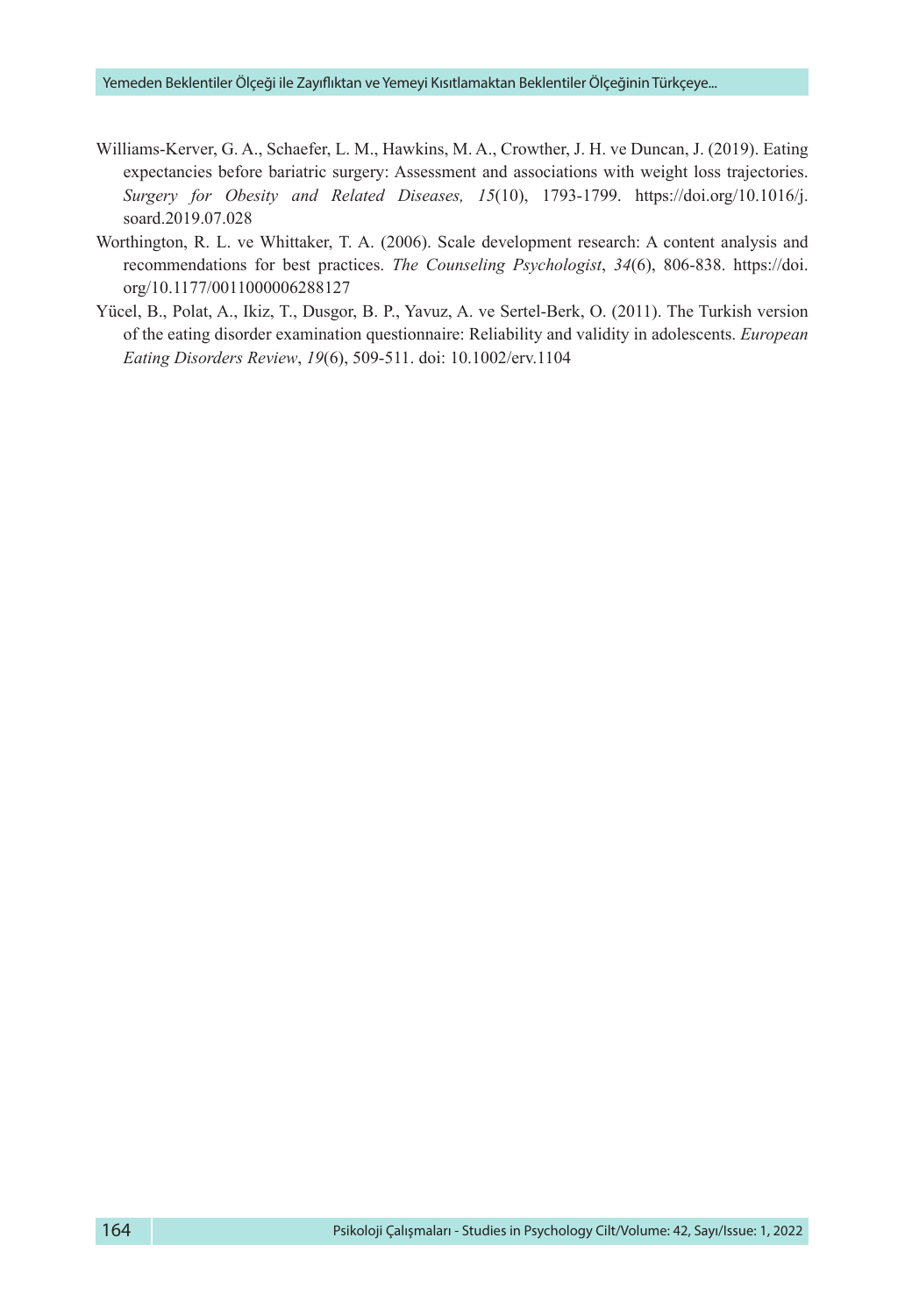Williams-Kerver, G. A., Schaefer, L. M., Hawkins, M. A., Crowther, J. H. ve Duncan, J. (2019). Eating expectancies before bariatric surgery: Assessment and associations with weight loss trajectories. *Surgery for Obesity and Related Diseases, 15*(10), 1793-1799. https://doi.org/10.1016/j.soard.2019.07.028

Worthington, R. L. ve Whittaker, T. A. (2006). Scale development research: A content analysis and recommendations for best practices. *The Counseling Psychologist*, *34*(6), 806-838. https://doi.org/10.1177/0011000006288127

Yücel, B., Polat, A., Ikiz, T., Dusgor, B. P., Yavuz, A. ve Sertel-Berk, O. (2011). The Turkish version of the eating disorder examination questionnaire: Reliability and validity in adolescents. *European Eating Disorders Review*, *19*(6), 509-511. doi: 10.1002/erv.1104